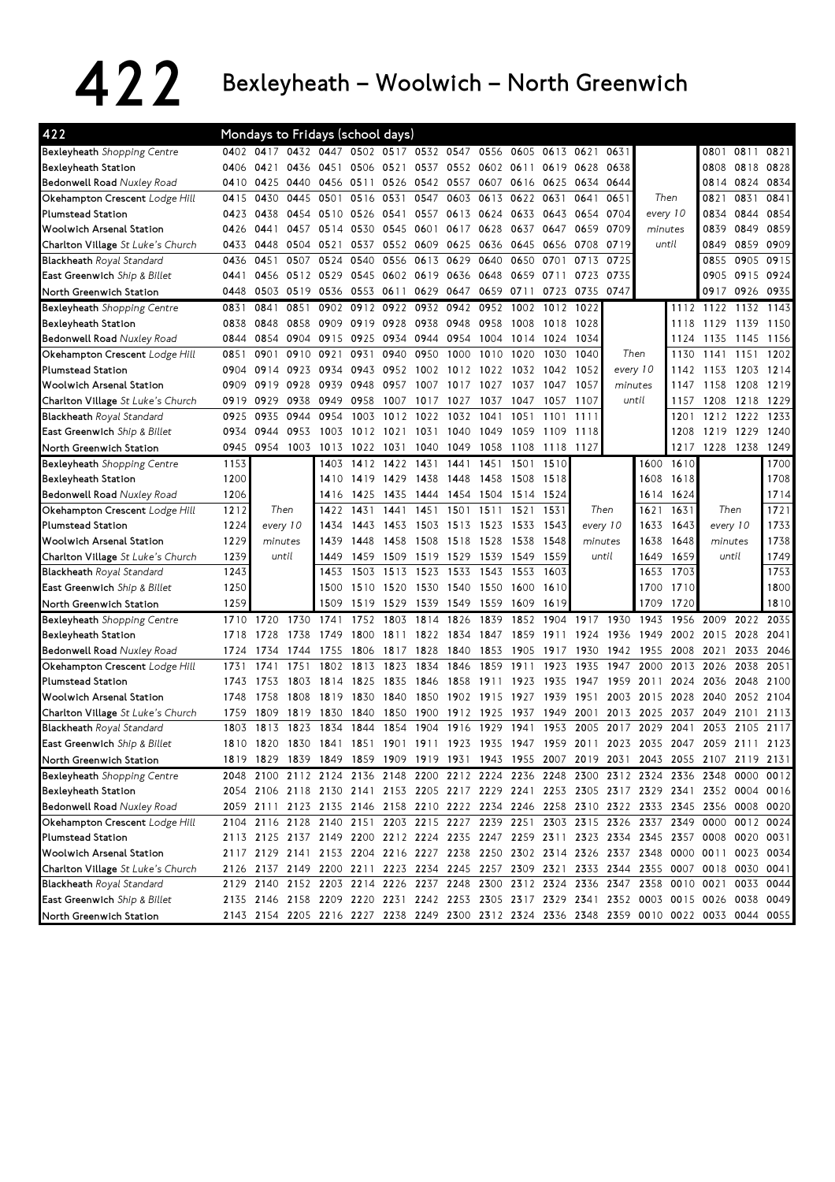# 422 Bexleyheath – Woolwich – North Greenwich

**422 — Mondays to Fridays (school days)**

| Stop | | | | | | | | | | | | | | | | | | |
|---|---|---|---|---|---|---|---|---|---|---|---|---|---|---|---|---|---|---|
| **Bexleyheath** *Shopping Centre* | 0402 | 0417 | 0432 | 0447 | 0502 | 0517 | 0532 | 0547 | 0556 | 0605 | 0613 | 0621 | 0631 | | | 0801 | 0811 | 0821 |
| **Bexleyheath Station** | 0406 | 0421 | 0436 | 0451 | 0506 | 0521 | 0537 | 0552 | 0602 | 0611 | 0619 | 0628 | 0638 | | | 0808 | 0818 | 0828 |
| **Bedonwell Road** *Nuxley Road* | 0410 | 0425 | 0440 | 0456 | 0511 | 0526 | 0542 | 0557 | 0607 | 0616 | 0625 | 0634 | 0644 | | | 0814 | 0824 | 0834 |
| **Okehampton Crescent** *Lodge Hill* | 0415 | 0430 | 0445 | 0501 | 0516 | 0531 | 0547 | 0603 | 0613 | 0622 | 0631 | 0641 | 0651 | Then | | 0821 | 0831 | 0841 |
| **Plumstead Station** | 0423 | 0438 | 0454 | 0510 | 0526 | 0541 | 0557 | 0613 | 0624 | 0633 | 0643 | 0654 | 0704 | every 10 | | 0834 | 0844 | 0854 |
| **Woolwich Arsenal Station** | 0426 | 0441 | 0457 | 0514 | 0530 | 0545 | 0601 | 0617 | 0628 | 0637 | 0647 | 0659 | 0709 | minutes | | 0839 | 0849 | 0859 |
| **Charlton Village** *St Luke's Church* | 0433 | 0448 | 0504 | 0521 | 0537 | 0552 | 0609 | 0625 | 0636 | 0645 | 0656 | 0708 | 0719 | until | | 0849 | 0859 | 0909 |
| **Blackheath** *Royal Standard* | 0436 | 0451 | 0507 | 0524 | 0540 | 0556 | 0613 | 0629 | 0640 | 0650 | 0701 | 0713 | 0725 | | | 0855 | 0905 | 0915 |
| **East Greenwich** *Ship & Billet* | 0441 | 0456 | 0512 | 0529 | 0545 | 0602 | 0619 | 0636 | 0648 | 0659 | 0711 | 0723 | 0735 | | | 0905 | 0915 | 0924 |
| **North Greenwich Station** | 0448 | 0503 | 0519 | 0536 | 0553 | 0611 | 0629 | 0647 | 0659 | 0711 | 0723 | 0735 | 0747 | | | 0917 | 0926 | 0935 |

| Stop | | | | | | | | | | | | | | | | | | |
|---|---|---|---|---|---|---|---|---|---|---|---|---|---|---|---|---|---|---|
| **Bexleyheath** *Shopping Centre* | 0831 | 0841 | 0851 | 0902 | 0912 | 0922 | 0932 | 0942 | 0952 | 1002 | 1012 | 1022 | | | 1112 | 1122 | 1132 | 1143 |
| **Bexleyheath Station** | 0838 | 0848 | 0858 | 0909 | 0919 | 0928 | 0938 | 0948 | 0958 | 1008 | 1018 | 1028 | | | 1118 | 1129 | 1139 | 1150 |
| **Bedonwell Road** *Nuxley Road* | 0844 | 0854 | 0904 | 0915 | 0925 | 0934 | 0944 | 0954 | 1004 | 1014 | 1024 | 1034 | | | 1124 | 1135 | 1145 | 1156 |
| **Okehampton Crescent** *Lodge Hill* | 0851 | 0901 | 0910 | 0921 | 0931 | 0940 | 0950 | 1000 | 1010 | 1020 | 1030 | 1040 | Then | | 1130 | 1141 | 1151 | 1202 |
| **Plumstead Station** | 0904 | 0914 | 0923 | 0934 | 0943 | 0952 | 1002 | 1012 | 1022 | 1032 | 1042 | 1052 | every 10 | | 1142 | 1153 | 1203 | 1214 |
| **Woolwich Arsenal Station** | 0909 | 0919 | 0928 | 0939 | 0948 | 0957 | 1007 | 1017 | 1027 | 1037 | 1047 | 1057 | minutes | | 1147 | 1158 | 1208 | 1219 |
| **Charlton Village** *St Luke's Church* | 0919 | 0929 | 0938 | 0949 | 0958 | 1007 | 1017 | 1027 | 1037 | 1047 | 1057 | 1107 | until | | 1157 | 1208 | 1218 | 1229 |
| **Blackheath** *Royal Standard* | 0925 | 0935 | 0944 | 0954 | 1003 | 1012 | 1022 | 1032 | 1041 | 1051 | 1101 | 1111 | | | 1201 | 1212 | 1222 | 1233 |
| **East Greenwich** *Ship & Billet* | 0934 | 0944 | 0953 | 1003 | 1012 | 1021 | 1031 | 1040 | 1049 | 1059 | 1109 | 1118 | | | 1208 | 1219 | 1229 | 1240 |
| **North Greenwich Station** | 0945 | 0954 | 1003 | 1013 | 1022 | 1031 | 1040 | 1049 | 1058 | 1108 | 1118 | 1127 | | | 1217 | 1228 | 1238 | 1249 |

| Stop | | | | | | | | | | | | | | | | | | |
|---|---|---|---|---|---|---|---|---|---|---|---|---|---|---|---|---|---|---|
| **Bexleyheath** *Shopping Centre* | 1153 | | | 1403 | 1412 | 1422 | 1431 | 1441 | 1451 | 1501 | 1510 | | | 1600 | 1610 | | | 1700 |
| **Bexleyheath Station** | 1200 | | | 1410 | 1419 | 1429 | 1438 | 1448 | 1458 | 1508 | 1518 | | | 1608 | 1618 | | | 1708 |
| **Bedonwell Road** *Nuxley Road* | 1206 | | | 1416 | 1425 | 1435 | 1444 | 1454 | 1504 | 1514 | 1524 | | | 1614 | 1624 | | | 1714 |
| **Okehampton Crescent** *Lodge Hill* | 1212 | Then | | 1422 | 1431 | 1441 | 1451 | 1501 | 1511 | 1521 | 1531 | Then | | 1621 | 1631 | Then | | 1721 |
| **Plumstead Station** | 1224 | every 10 | | 1434 | 1443 | 1453 | 1503 | 1513 | 1523 | 1533 | 1543 | every 10 | | 1633 | 1643 | every 10 | | 1733 |
| **Woolwich Arsenal Station** | 1229 | minutes | | 1439 | 1448 | 1458 | 1508 | 1518 | 1528 | 1538 | 1548 | minutes | | 1638 | 1648 | minutes | | 1738 |
| **Charlton Village** *St Luke's Church* | 1239 | until | | 1449 | 1459 | 1509 | 1519 | 1529 | 1539 | 1549 | 1559 | until | | 1649 | 1659 | until | | 1749 |
| **Blackheath** *Royal Standard* | 1243 | | | 1453 | 1503 | 1513 | 1523 | 1533 | 1543 | 1553 | 1603 | | | 1653 | 1703 | | | 1753 |
| **East Greenwich** *Ship & Billet* | 1250 | | | 1500 | 1510 | 1520 | 1530 | 1540 | 1550 | 1600 | 1610 | | | 1700 | 1710 | | | 1800 |
| **North Greenwich Station** | 1259 | | | 1509 | 1519 | 1529 | 1539 | 1549 | 1559 | 1609 | 1619 | | | 1709 | 1720 | | | 1810 |

| Stop | | | | | | | | | | | | | | | | | | |
|---|---|---|---|---|---|---|---|---|---|---|---|---|---|---|---|---|---|---|
| **Bexleyheath** *Shopping Centre* | 1710 | 1720 | 1730 | 1741 | 1752 | 1803 | 1814 | 1826 | 1839 | 1852 | 1904 | 1917 | 1930 | 1943 | 1956 | 2009 | 2022 | 2035 |
| **Bexleyheath Station** | 1718 | 1728 | 1738 | 1749 | 1800 | 1811 | 1822 | 1834 | 1847 | 1859 | 1911 | 1924 | 1936 | 1949 | 2002 | 2015 | 2028 | 2041 |
| **Bedonwell Road** *Nuxley Road* | 1724 | 1734 | 1744 | 1755 | 1806 | 1817 | 1828 | 1840 | 1853 | 1905 | 1917 | 1930 | 1942 | 1955 | 2008 | 2021 | 2033 | 2046 |
| **Okehampton Crescent** *Lodge Hill* | 1731 | 1741 | 1751 | 1802 | 1813 | 1823 | 1834 | 1846 | 1859 | 1911 | 1923 | 1935 | 1947 | 2000 | 2013 | 2026 | 2038 | 2051 |
| **Plumstead Station** | 1743 | 1753 | 1803 | 1814 | 1825 | 1835 | 1846 | 1858 | 1911 | 1923 | 1935 | 1947 | 1959 | 2011 | 2024 | 2036 | 2048 | 2100 |
| **Woolwich Arsenal Station** | 1748 | 1758 | 1808 | 1819 | 1830 | 1840 | 1850 | 1902 | 1915 | 1927 | 1939 | 1951 | 2003 | 2015 | 2028 | 2040 | 2052 | 2104 |
| **Charlton Village** *St Luke's Church* | 1759 | 1809 | 1819 | 1830 | 1840 | 1850 | 1900 | 1912 | 1925 | 1937 | 1949 | 2001 | 2013 | 2025 | 2037 | 2049 | 2101 | 2113 |
| **Blackheath** *Royal Standard* | 1803 | 1813 | 1823 | 1834 | 1844 | 1854 | 1904 | 1916 | 1929 | 1941 | 1953 | 2005 | 2017 | 2029 | 2041 | 2053 | 2105 | 2117 |
| **East Greenwich** *Ship & Billet* | 1810 | 1820 | 1830 | 1841 | 1851 | 1901 | 1911 | 1923 | 1935 | 1947 | 1959 | 2011 | 2023 | 2035 | 2047 | 2059 | 2111 | 2123 |
| **North Greenwich Station** | 1819 | 1829 | 1839 | 1849 | 1859 | 1909 | 1919 | 1931 | 1943 | 1955 | 2007 | 2019 | 2031 | 2043 | 2055 | 2107 | 2119 | 2131 |

| Stop | | | | | | | | | | | | | | | | | | |
|---|---|---|---|---|---|---|---|---|---|---|---|---|---|---|---|---|---|---|
| **Bexleyheath** *Shopping Centre* | 2048 | 2100 | 2112 | 2124 | 2136 | 2148 | 2200 | 2212 | 2224 | 2236 | 2248 | 2300 | 2312 | 2324 | 2336 | 2348 | 0000 | 0012 |
| **Bexleyheath Station** | 2054 | 2106 | 2118 | 2130 | 2141 | 2153 | 2205 | 2217 | 2229 | 2241 | 2253 | 2305 | 2317 | 2329 | 2341 | 2352 | 0004 | 0016 |
| **Bedonwell Road** *Nuxley Road* | 2059 | 2111 | 2123 | 2135 | 2146 | 2158 | 2210 | 2222 | 2234 | 2246 | 2258 | 2310 | 2322 | 2333 | 2345 | 2356 | 0008 | 0020 |
| **Okehampton Crescent** *Lodge Hill* | 2104 | 2116 | 2128 | 2140 | 2151 | 2203 | 2215 | 2227 | 2239 | 2251 | 2303 | 2315 | 2326 | 2337 | 2349 | 0000 | 0012 | 0024 |
| **Plumstead Station** | 2113 | 2125 | 2137 | 2149 | 2200 | 2212 | 2224 | 2235 | 2247 | 2259 | 2311 | 2323 | 2334 | 2345 | 2357 | 0008 | 0020 | 0031 |
| **Woolwich Arsenal Station** | 2117 | 2129 | 2141 | 2153 | 2204 | 2216 | 2227 | 2238 | 2250 | 2302 | 2314 | 2326 | 2337 | 2348 | 0000 | 0011 | 0023 | 0034 |
| **Charlton Village** *St Luke's Church* | 2126 | 2137 | 2149 | 2200 | 2211 | 2223 | 2234 | 2245 | 2257 | 2309 | 2321 | 2333 | 2344 | 2355 | 0007 | 0018 | 0030 | 0041 |
| **Blackheath** *Royal Standard* | 2129 | 2140 | 2152 | 2203 | 2214 | 2226 | 2237 | 2248 | 2300 | 2312 | 2324 | 2336 | 2347 | 2358 | 0010 | 0021 | 0033 | 0044 |
| **East Greenwich** *Ship & Billet* | 2135 | 2146 | 2158 | 2209 | 2220 | 2231 | 2242 | 2253 | 2305 | 2317 | 2329 | 2341 | 2352 | 0003 | 0015 | 0026 | 0038 | 0049 |
| **North Greenwich Station** | 2143 | 2154 | 2205 | 2216 | 2227 | 2238 | 2249 | 2300 | 2312 | 2324 | 2336 | 2348 | 2359 | 0010 | 0022 | 0033 | 0044 | 0055 |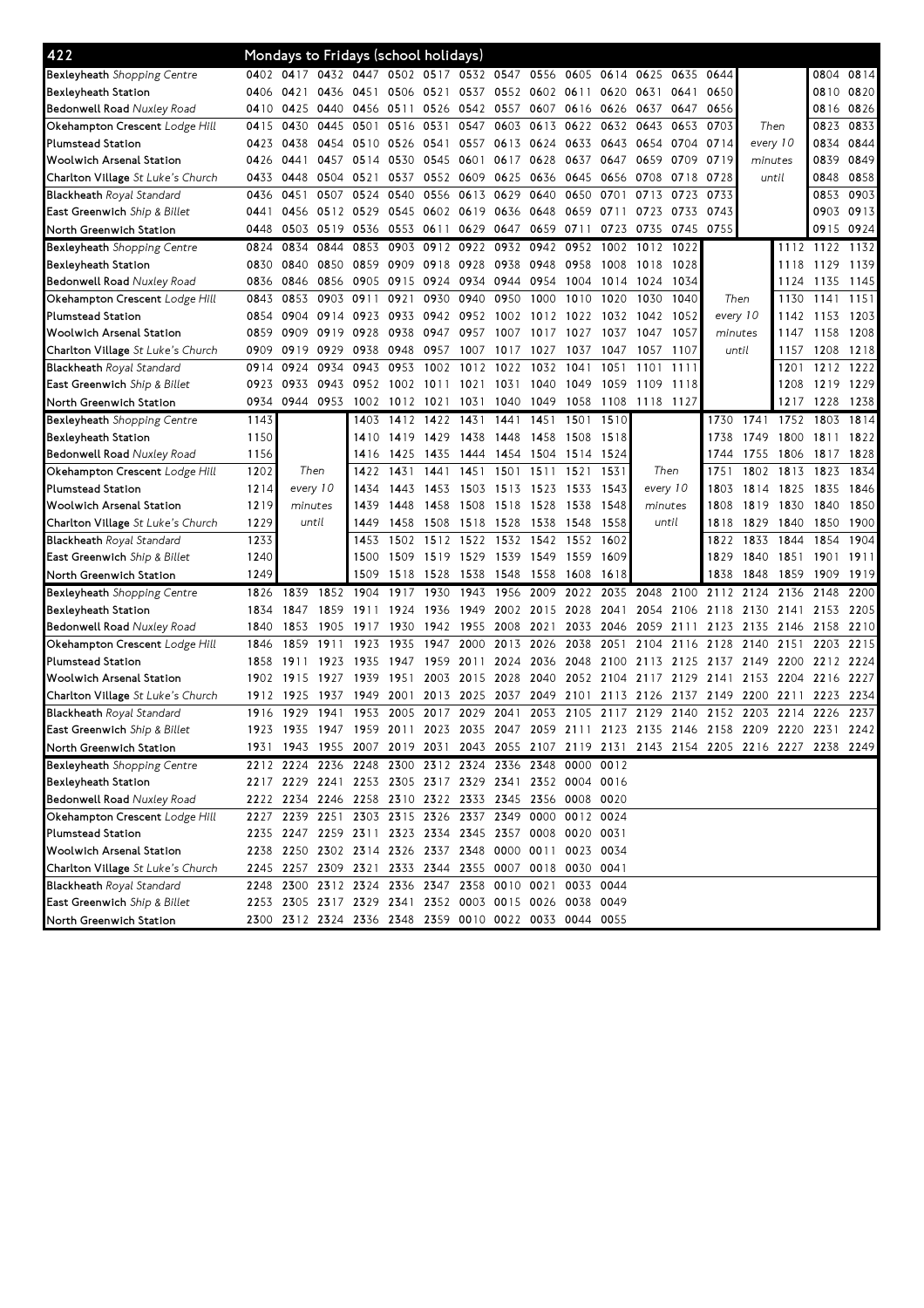# 422 Mondays to Fridays (school holidays)

| Stop | | | | | | | | | | | | | | | | | | |
|---|---|---|---|---|---|---|---|---|---|---|---|---|---|---|---|---|---|---|
| Bexleyheath *Shopping Centre* | 0402 | 0417 | 0432 | 0447 | 0502 | 0517 | 0532 | 0547 | 0556 | 0605 | 0614 | 0625 | 0635 | 0644 | | | 0804 | 0814 |
| Bexleyheath Station | 0406 | 0421 | 0436 | 0451 | 0506 | 0521 | 0537 | 0552 | 0602 | 0611 | 0620 | 0631 | 0641 | 0650 | | | 0810 | 0820 |
| Bedonwell Road *Nuxley Road* | 0410 | 0425 | 0440 | 0456 | 0511 | 0526 | 0542 | 0557 | 0607 | 0616 | 0626 | 0637 | 0647 | 0656 | | | 0816 | 0826 |
| Okehampton Crescent *Lodge Hill* | 0415 | 0430 | 0445 | 0501 | 0516 | 0531 | 0547 | 0603 | 0613 | 0622 | 0632 | 0643 | 0653 | 0703 | Then | | 0823 | 0833 |
| Plumstead Station | 0423 | 0438 | 0454 | 0510 | 0526 | 0541 | 0557 | 0613 | 0624 | 0633 | 0643 | 0654 | 0704 | 0714 | every 10 | | 0834 | 0844 |
| Woolwich Arsenal Station | 0426 | 0441 | 0457 | 0514 | 0530 | 0545 | 0601 | 0617 | 0628 | 0637 | 0647 | 0659 | 0709 | 0719 | minutes | | 0839 | 0849 |
| Charlton Village *St Luke's Church* | 0433 | 0448 | 0504 | 0521 | 0537 | 0552 | 0609 | 0625 | 0636 | 0645 | 0656 | 0708 | 0718 | 0728 | until | | 0848 | 0858 |
| Blackheath *Royal Standard* | 0436 | 0451 | 0507 | 0524 | 0540 | 0556 | 0613 | 0629 | 0640 | 0650 | 0701 | 0713 | 0723 | 0733 | | | 0853 | 0903 |
| East Greenwich *Ship & Billet* | 0441 | 0456 | 0512 | 0529 | 0545 | 0602 | 0619 | 0636 | 0648 | 0659 | 0711 | 0723 | 0733 | 0743 | | | 0903 | 0913 |
| North Greenwich Station | 0448 | 0503 | 0519 | 0536 | 0553 | 0611 | 0629 | 0647 | 0659 | 0711 | 0723 | 0735 | 0745 | 0755 | | | 0915 | 0924 |

| Stop | | | | | | | | | | | | | | | | | | |
|---|---|---|---|---|---|---|---|---|---|---|---|---|---|---|---|---|---|---|
| Bexleyheath *Shopping Centre* | 0824 | 0834 | 0844 | 0853 | 0903 | 0912 | 0922 | 0932 | 0942 | 0952 | 1002 | 1012 | 1022 | | | 1112 | 1122 | 1132 |
| Bexleyheath Station | 0830 | 0840 | 0850 | 0859 | 0909 | 0918 | 0928 | 0938 | 0948 | 0958 | 1008 | 1018 | 1028 | | | 1118 | 1129 | 1139 |
| Bedonwell Road *Nuxley Road* | 0836 | 0846 | 0856 | 0905 | 0915 | 0924 | 0934 | 0944 | 0954 | 1004 | 1014 | 1024 | 1034 | | | 1124 | 1135 | 1145 |
| Okehampton Crescent *Lodge Hill* | 0843 | 0853 | 0903 | 0911 | 0921 | 0930 | 0940 | 0950 | 1000 | 1010 | 1020 | 1030 | 1040 | Then | | 1130 | 1141 | 1151 |
| Plumstead Station | 0854 | 0904 | 0914 | 0923 | 0933 | 0942 | 0952 | 1002 | 1012 | 1022 | 1032 | 1042 | 1052 | every 10 | | 1142 | 1153 | 1203 |
| Woolwich Arsenal Station | 0859 | 0909 | 0919 | 0928 | 0938 | 0947 | 0957 | 1007 | 1017 | 1027 | 1037 | 1047 | 1057 | minutes | | 1147 | 1158 | 1208 |
| Charlton Village *St Luke's Church* | 0909 | 0919 | 0929 | 0938 | 0948 | 0957 | 1007 | 1017 | 1027 | 1037 | 1047 | 1057 | 1107 | until | | 1157 | 1208 | 1218 |
| Blackheath *Royal Standard* | 0914 | 0924 | 0934 | 0943 | 0953 | 1002 | 1012 | 1022 | 1032 | 1041 | 1051 | 1101 | 1111 | | | 1201 | 1212 | 1222 |
| East Greenwich *Ship & Billet* | 0923 | 0933 | 0943 | 0952 | 1002 | 1011 | 1021 | 1031 | 1040 | 1049 | 1059 | 1109 | 1118 | | | 1208 | 1219 | 1229 |
| North Greenwich Station | 0934 | 0944 | 0953 | 1002 | 1012 | 1021 | 1031 | 1040 | 1049 | 1058 | 1108 | 1118 | 1127 | | | 1217 | 1228 | 1238 |

| Stop | | | | | | | | | | | | | | | | | | |
|---|---|---|---|---|---|---|---|---|---|---|---|---|---|---|---|---|---|---|
| Bexleyheath *Shopping Centre* | 1143 | | | 1403 | 1412 | 1422 | 1431 | 1441 | 1451 | 1501 | 1510 | | | 1730 | 1741 | 1752 | 1803 | 1814 |
| Bexleyheath Station | 1150 | | | 1410 | 1419 | 1429 | 1438 | 1448 | 1458 | 1508 | 1518 | | | 1738 | 1749 | 1800 | 1811 | 1822 |
| Bedonwell Road *Nuxley Road* | 1156 | | | 1416 | 1425 | 1435 | 1444 | 1454 | 1504 | 1514 | 1524 | | | 1744 | 1755 | 1806 | 1817 | 1828 |
| Okehampton Crescent *Lodge Hill* | 1202 | Then | | 1422 | 1431 | 1441 | 1451 | 1501 | 1511 | 1521 | 1531 | Then | | 1751 | 1802 | 1813 | 1823 | 1834 |
| Plumstead Station | 1214 | every 10 | | 1434 | 1443 | 1453 | 1503 | 1513 | 1523 | 1533 | 1543 | every 10 | | 1803 | 1814 | 1825 | 1835 | 1846 |
| Woolwich Arsenal Station | 1219 | minutes | | 1439 | 1448 | 1458 | 1508 | 1518 | 1528 | 1538 | 1548 | minutes | | 1808 | 1819 | 1830 | 1840 | 1850 |
| Charlton Village *St Luke's Church* | 1229 | until | | 1449 | 1458 | 1508 | 1518 | 1528 | 1538 | 1548 | 1558 | until | | 1818 | 1829 | 1840 | 1850 | 1900 |
| Blackheath *Royal Standard* | 1233 | | | 1453 | 1502 | 1512 | 1522 | 1532 | 1542 | 1552 | 1602 | | | 1822 | 1833 | 1844 | 1854 | 1904 |
| East Greenwich *Ship & Billet* | 1240 | | | 1500 | 1509 | 1519 | 1529 | 1539 | 1549 | 1559 | 1609 | | | 1829 | 1840 | 1851 | 1901 | 1911 |
| North Greenwich Station | 1249 | | | 1509 | 1518 | 1528 | 1538 | 1548 | 1558 | 1608 | 1618 | | | 1838 | 1848 | 1859 | 1909 | 1919 |

| Stop | | | | | | | | | | | | | | | | | | |
|---|---|---|---|---|---|---|---|---|---|---|---|---|---|---|---|---|---|---|
| Bexleyheath *Shopping Centre* | 1826 | 1839 | 1852 | 1904 | 1917 | 1930 | 1943 | 1956 | 2009 | 2022 | 2035 | 2048 | 2100 | 2112 | 2124 | 2136 | 2148 | 2200 |
| Bexleyheath Station | 1834 | 1847 | 1859 | 1911 | 1924 | 1936 | 1949 | 2002 | 2015 | 2028 | 2041 | 2054 | 2106 | 2118 | 2130 | 2141 | 2153 | 2205 |
| Bedonwell Road *Nuxley Road* | 1840 | 1853 | 1905 | 1917 | 1930 | 1942 | 1955 | 2008 | 2021 | 2033 | 2046 | 2059 | 2111 | 2123 | 2135 | 2146 | 2158 | 2210 |
| Okehampton Crescent *Lodge Hill* | 1846 | 1859 | 1911 | 1923 | 1935 | 1947 | 2000 | 2013 | 2026 | 2038 | 2051 | 2104 | 2116 | 2128 | 2140 | 2151 | 2203 | 2215 |
| Plumstead Station | 1858 | 1911 | 1923 | 1935 | 1947 | 1959 | 2011 | 2024 | 2036 | 2048 | 2100 | 2113 | 2125 | 2137 | 2149 | 2200 | 2212 | 2224 |
| Woolwich Arsenal Station | 1902 | 1915 | 1927 | 1939 | 1951 | 2003 | 2015 | 2028 | 2040 | 2052 | 2104 | 2117 | 2129 | 2141 | 2153 | 2204 | 2216 | 2227 |
| Charlton Village *St Luke's Church* | 1912 | 1925 | 1937 | 1949 | 2001 | 2013 | 2025 | 2037 | 2049 | 2101 | 2113 | 2126 | 2137 | 2149 | 2200 | 2211 | 2223 | 2234 |
| Blackheath *Royal Standard* | 1916 | 1929 | 1941 | 1953 | 2005 | 2017 | 2029 | 2041 | 2053 | 2105 | 2117 | 2129 | 2140 | 2152 | 2203 | 2214 | 2226 | 2237 |
| East Greenwich *Ship & Billet* | 1923 | 1935 | 1947 | 1959 | 2011 | 2023 | 2035 | 2047 | 2059 | 2111 | 2123 | 2135 | 2146 | 2158 | 2209 | 2220 | 2231 | 2242 |
| North Greenwich Station | 1931 | 1943 | 1955 | 2007 | 2019 | 2031 | 2043 | 2055 | 2107 | 2119 | 2131 | 2143 | 2154 | 2205 | 2216 | 2227 | 2238 | 2249 |

| Stop | | | | | | | | | | | |
|---|---|---|---|---|---|---|---|---|---|---|---|
| Bexleyheath *Shopping Centre* | 2212 | 2224 | 2236 | 2248 | 2300 | 2312 | 2324 | 2336 | 2348 | 0000 | 0012 |
| Bexleyheath Station | 2217 | 2229 | 2241 | 2253 | 2305 | 2317 | 2329 | 2341 | 2352 | 0004 | 0016 |
| Bedonwell Road *Nuxley Road* | 2222 | 2234 | 2246 | 2258 | 2310 | 2322 | 2333 | 2345 | 2356 | 0008 | 0020 |
| Okehampton Crescent *Lodge Hill* | 2227 | 2239 | 2251 | 2303 | 2315 | 2326 | 2337 | 2349 | 0000 | 0012 | 0024 |
| Plumstead Station | 2235 | 2247 | 2259 | 2311 | 2323 | 2334 | 2345 | 2357 | 0008 | 0020 | 0031 |
| Woolwich Arsenal Station | 2238 | 2250 | 2302 | 2314 | 2326 | 2337 | 2348 | 0000 | 0011 | 0023 | 0034 |
| Charlton Village *St Luke's Church* | 2245 | 2257 | 2309 | 2321 | 2333 | 2344 | 2355 | 0007 | 0018 | 0030 | 0041 |
| Blackheath *Royal Standard* | 2248 | 2300 | 2312 | 2324 | 2336 | 2347 | 2358 | 0010 | 0021 | 0033 | 0044 |
| East Greenwich *Ship & Billet* | 2253 | 2305 | 2317 | 2329 | 2341 | 2352 | 0003 | 0015 | 0026 | 0038 | 0049 |
| North Greenwich Station | 2300 | 2312 | 2324 | 2336 | 2348 | 2359 | 0010 | 0022 | 0033 | 0044 | 0055 |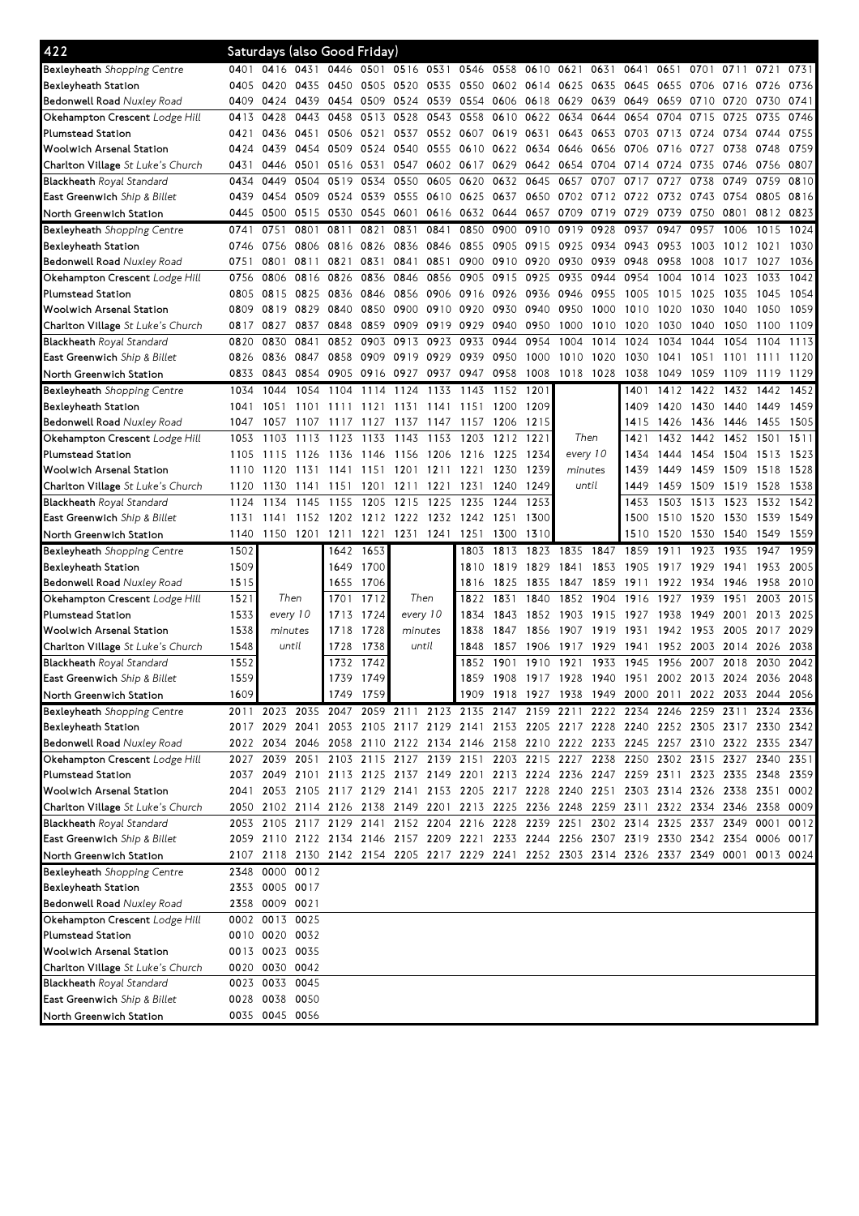# 422

## Saturdays (also Good Friday)

| Stop | | | | | | | | | | | | | | | | | | |
|---|---|---|---|---|---|---|---|---|---|---|---|---|---|---|---|---|---|---|
| **Bexleyheath** *Shopping Centre* | 0401 | 0416 | 0431 | 0446 | 0501 | 0516 | 0531 | 0546 | 0558 | 0610 | 0621 | 0631 | 0641 | 0651 | 0701 | 0711 | 0721 | 0731 |
| **Bexleyheath Station** | 0405 | 0420 | 0435 | 0450 | 0505 | 0520 | 0535 | 0550 | 0602 | 0614 | 0625 | 0635 | 0645 | 0655 | 0706 | 0716 | 0726 | 0736 |
| **Bedonwell Road** *Nuxley Road* | 0409 | 0424 | 0439 | 0454 | 0509 | 0524 | 0539 | 0554 | 0606 | 0618 | 0629 | 0639 | 0649 | 0659 | 0710 | 0720 | 0730 | 0741 |
| **Okehampton Crescent** *Lodge Hill* | 0413 | 0428 | 0443 | 0458 | 0513 | 0528 | 0543 | 0558 | 0610 | 0622 | 0634 | 0644 | 0654 | 0704 | 0715 | 0725 | 0735 | 0746 |
| **Plumstead Station** | 0421 | 0436 | 0451 | 0506 | 0521 | 0537 | 0552 | 0607 | 0619 | 0631 | 0643 | 0653 | 0703 | 0713 | 0724 | 0734 | 0744 | 0755 |
| **Woolwich Arsenal Station** | 0424 | 0439 | 0454 | 0509 | 0524 | 0540 | 0555 | 0610 | 0622 | 0634 | 0646 | 0656 | 0706 | 0716 | 0727 | 0738 | 0748 | 0759 |
| **Charlton Village** *St Luke's Church* | 0431 | 0446 | 0501 | 0516 | 0531 | 0547 | 0602 | 0617 | 0629 | 0642 | 0654 | 0704 | 0714 | 0724 | 0735 | 0746 | 0756 | 0807 |
| **Blackheath** *Royal Standard* | 0434 | 0449 | 0504 | 0519 | 0534 | 0550 | 0605 | 0620 | 0632 | 0645 | 0657 | 0707 | 0717 | 0727 | 0738 | 0749 | 0759 | 0810 |
| **East Greenwich** *Ship & Billet* | 0439 | 0454 | 0509 | 0524 | 0539 | 0555 | 0610 | 0625 | 0637 | 0650 | 0702 | 0712 | 0722 | 0732 | 0743 | 0754 | 0805 | 0816 |
| **North Greenwich Station** | 0445 | 0500 | 0515 | 0530 | 0545 | 0601 | 0616 | 0632 | 0644 | 0657 | 0709 | 0719 | 0729 | 0739 | 0750 | 0801 | 0812 | 0823 |

| Stop | | | | | | | | | | | | | | | | | | |
|---|---|---|---|---|---|---|---|---|---|---|---|---|---|---|---|---|---|---|
| **Bexleyheath** *Shopping Centre* | 0741 | 0751 | 0801 | 0811 | 0821 | 0831 | 0841 | 0850 | 0900 | 0910 | 0919 | 0928 | 0937 | 0947 | 0957 | 1006 | 1015 | 1024 |
| **Bexleyheath Station** | 0746 | 0756 | 0806 | 0816 | 0826 | 0836 | 0846 | 0855 | 0905 | 0915 | 0925 | 0934 | 0943 | 0953 | 1003 | 1012 | 1021 | 1030 |
| **Bedonwell Road** *Nuxley Road* | 0751 | 0801 | 0811 | 0821 | 0831 | 0841 | 0851 | 0900 | 0910 | 0920 | 0930 | 0939 | 0948 | 0958 | 1008 | 1017 | 1027 | 1036 |
| **Okehampton Crescent** *Lodge Hill* | 0756 | 0806 | 0816 | 0826 | 0836 | 0846 | 0856 | 0905 | 0915 | 0925 | 0935 | 0944 | 0954 | 1004 | 1014 | 1023 | 1033 | 1042 |
| **Plumstead Station** | 0805 | 0815 | 0825 | 0836 | 0846 | 0856 | 0906 | 0916 | 0926 | 0936 | 0946 | 0955 | 1005 | 1015 | 1025 | 1035 | 1045 | 1054 |
| **Woolwich Arsenal Station** | 0809 | 0819 | 0829 | 0840 | 0850 | 0900 | 0910 | 0920 | 0930 | 0940 | 0950 | 1000 | 1010 | 1020 | 1030 | 1040 | 1050 | 1059 |
| **Charlton Village** *St Luke's Church* | 0817 | 0827 | 0837 | 0848 | 0859 | 0909 | 0919 | 0929 | 0940 | 0950 | 1000 | 1010 | 1020 | 1030 | 1040 | 1050 | 1100 | 1109 |
| **Blackheath** *Royal Standard* | 0820 | 0830 | 0841 | 0852 | 0903 | 0913 | 0923 | 0933 | 0944 | 0954 | 1004 | 1014 | 1024 | 1034 | 1044 | 1054 | 1104 | 1113 |
| **East Greenwich** *Ship & Billet* | 0826 | 0836 | 0847 | 0858 | 0909 | 0919 | 0929 | 0939 | 0950 | 1000 | 1010 | 1020 | 1030 | 1041 | 1051 | 1101 | 1111 | 1120 |
| **North Greenwich Station** | 0833 | 0843 | 0854 | 0905 | 0916 | 0927 | 0937 | 0947 | 0958 | 1008 | 1018 | 1028 | 1038 | 1049 | 1059 | 1109 | 1119 | 1129 |

| Stop | | | | | | | | | | | | | | | | | | |
|---|---|---|---|---|---|---|---|---|---|---|---|---|---|---|---|---|---|---|
| **Bexleyheath** *Shopping Centre* | 1034 | 1044 | 1054 | 1104 | 1114 | 1124 | 1133 | 1143 | 1152 | 1201 | | | 1401 | 1412 | 1422 | 1432 | 1442 | 1452 |
| **Bexleyheath Station** | 1041 | 1051 | 1101 | 1111 | 1121 | 1131 | 1141 | 1151 | 1200 | 1209 | | | 1409 | 1420 | 1430 | 1440 | 1449 | 1459 |
| **Bedonwell Road** *Nuxley Road* | 1047 | 1057 | 1107 | 1117 | 1127 | 1137 | 1147 | 1157 | 1206 | 1215 | | | 1415 | 1426 | 1436 | 1446 | 1455 | 1505 |
| **Okehampton Crescent** *Lodge Hill* | 1053 | 1103 | 1113 | 1123 | 1133 | 1143 | 1153 | 1203 | 1212 | 1221 | Then | | 1421 | 1432 | 1442 | 1452 | 1501 | 1511 |
| **Plumstead Station** | 1105 | 1115 | 1126 | 1136 | 1146 | 1156 | 1206 | 1216 | 1225 | 1234 | every 10 | | 1434 | 1444 | 1454 | 1504 | 1513 | 1523 |
| **Woolwich Arsenal Station** | 1110 | 1120 | 1131 | 1141 | 1151 | 1201 | 1211 | 1221 | 1230 | 1239 | minutes | | 1439 | 1449 | 1459 | 1509 | 1518 | 1528 |
| **Charlton Village** *St Luke's Church* | 1120 | 1130 | 1141 | 1151 | 1201 | 1211 | 1221 | 1231 | 1240 | 1249 | until | | 1449 | 1459 | 1509 | 1519 | 1528 | 1538 |
| **Blackheath** *Royal Standard* | 1124 | 1134 | 1145 | 1155 | 1205 | 1215 | 1225 | 1235 | 1244 | 1253 | | | 1453 | 1503 | 1513 | 1523 | 1532 | 1542 |
| **East Greenwich** *Ship & Billet* | 1131 | 1141 | 1152 | 1202 | 1212 | 1222 | 1232 | 1242 | 1251 | 1300 | | | 1500 | 1510 | 1520 | 1530 | 1539 | 1549 |
| **North Greenwich Station** | 1140 | 1150 | 1201 | 1211 | 1221 | 1231 | 1241 | 1251 | 1300 | 1310 | | | 1510 | 1520 | 1530 | 1540 | 1549 | 1559 |

| Stop | | | | | | | | | | | | | | | | | | |
|---|---|---|---|---|---|---|---|---|---|---|---|---|---|---|---|---|---|---|
| **Bexleyheath** *Shopping Centre* | 1502 | | | 1642 | 1653 | | | 1803 | 1813 | 1823 | 1835 | 1847 | 1859 | 1911 | 1923 | 1935 | 1947 | 1959 |
| **Bexleyheath Station** | 1509 | | | 1649 | 1700 | | | 1810 | 1819 | 1829 | 1841 | 1853 | 1905 | 1917 | 1929 | 1941 | 1953 | 2005 |
| **Bedonwell Road** *Nuxley Road* | 1515 | | | 1655 | 1706 | | | 1816 | 1825 | 1835 | 1847 | 1859 | 1911 | 1922 | 1934 | 1946 | 1958 | 2010 |
| **Okehampton Crescent** *Lodge Hill* | 1521 | Then | | 1701 | 1712 | Then | | 1822 | 1831 | 1840 | 1852 | 1904 | 1916 | 1927 | 1939 | 1951 | 2003 | 2015 |
| **Plumstead Station** | 1533 | every 10 | | 1713 | 1724 | every 10 | | 1834 | 1843 | 1852 | 1903 | 1915 | 1927 | 1938 | 1949 | 2001 | 2013 | 2025 |
| **Woolwich Arsenal Station** | 1538 | minutes | | 1718 | 1728 | minutes | | 1838 | 1847 | 1856 | 1907 | 1919 | 1931 | 1942 | 1953 | 2005 | 2017 | 2029 |
| **Charlton Village** *St Luke's Church* | 1548 | until | | 1728 | 1738 | until | | 1848 | 1857 | 1906 | 1917 | 1929 | 1941 | 1952 | 2003 | 2014 | 2026 | 2038 |
| **Blackheath** *Royal Standard* | 1552 | | | 1732 | 1742 | | | 1852 | 1901 | 1910 | 1921 | 1933 | 1945 | 1956 | 2007 | 2018 | 2030 | 2042 |
| **East Greenwich** *Ship & Billet* | 1559 | | | 1739 | 1749 | | | 1859 | 1908 | 1917 | 1928 | 1940 | 1951 | 2002 | 2013 | 2024 | 2036 | 2048 |
| **North Greenwich Station** | 1609 | | | 1749 | 1759 | | | 1909 | 1918 | 1927 | 1938 | 1949 | 2000 | 2011 | 2022 | 2033 | 2044 | 2056 |

| Stop | | | | | | | | | | | | | | | | | | |
|---|---|---|---|---|---|---|---|---|---|---|---|---|---|---|---|---|---|---|
| **Bexleyheath** *Shopping Centre* | 2011 | 2023 | 2035 | 2047 | 2059 | 2111 | 2123 | 2135 | 2147 | 2159 | 2211 | 2222 | 2234 | 2246 | 2259 | 2311 | 2324 | 2336 |
| **Bexleyheath Station** | 2017 | 2029 | 2041 | 2053 | 2105 | 2117 | 2129 | 2141 | 2153 | 2205 | 2217 | 2228 | 2240 | 2252 | 2305 | 2317 | 2330 | 2342 |
| **Bedonwell Road** *Nuxley Road* | 2022 | 2034 | 2046 | 2058 | 2110 | 2122 | 2134 | 2146 | 2158 | 2210 | 2222 | 2233 | 2245 | 2257 | 2310 | 2322 | 2335 | 2347 |
| **Okehampton Crescent** *Lodge Hill* | 2027 | 2039 | 2051 | 2103 | 2115 | 2127 | 2139 | 2151 | 2203 | 2215 | 2227 | 2238 | 2250 | 2302 | 2315 | 2327 | 2340 | 2351 |
| **Plumstead Station** | 2037 | 2049 | 2101 | 2113 | 2125 | 2137 | 2149 | 2201 | 2213 | 2224 | 2236 | 2247 | 2259 | 2311 | 2323 | 2335 | 2348 | 2359 |
| **Woolwich Arsenal Station** | 2041 | 2053 | 2105 | 2117 | 2129 | 2141 | 2153 | 2205 | 2217 | 2228 | 2240 | 2251 | 2303 | 2314 | 2326 | 2338 | 2351 | 0002 |
| **Charlton Village** *St Luke's Church* | 2050 | 2102 | 2114 | 2126 | 2138 | 2149 | 2201 | 2213 | 2225 | 2236 | 2248 | 2259 | 2311 | 2322 | 2334 | 2346 | 2358 | 0009 |
| **Blackheath** *Royal Standard* | 2053 | 2105 | 2117 | 2129 | 2141 | 2152 | 2204 | 2216 | 2228 | 2239 | 2251 | 2302 | 2314 | 2325 | 2337 | 2349 | 0001 | 0012 |
| **East Greenwich** *Ship & Billet* | 2059 | 2110 | 2122 | 2134 | 2146 | 2157 | 2209 | 2221 | 2233 | 2244 | 2256 | 2307 | 2319 | 2330 | 2342 | 2354 | 0006 | 0017 |
| **North Greenwich Station** | 2107 | 2118 | 2130 | 2142 | 2154 | 2205 | 2217 | 2229 | 2241 | 2252 | 2303 | 2314 | 2326 | 2337 | 2349 | 0001 | 0013 | 0024 |

| Stop | | | |
|---|---|---|---|
| **Bexleyheath** *Shopping Centre* | 2348 | 0000 | 0012 |
| **Bexleyheath Station** | 2353 | 0005 | 0017 |
| **Bedonwell Road** *Nuxley Road* | 2358 | 0009 | 0021 |
| **Okehampton Crescent** *Lodge Hill* | 0002 | 0013 | 0025 |
| **Plumstead Station** | 0010 | 0020 | 0032 |
| **Woolwich Arsenal Station** | 0013 | 0023 | 0035 |
| **Charlton Village** *St Luke's Church* | 0020 | 0030 | 0042 |
| **Blackheath** *Royal Standard* | 0023 | 0033 | 0045 |
| **East Greenwich** *Ship & Billet* | 0028 | 0038 | 0050 |
| **North Greenwich Station** | 0035 | 0045 | 0056 |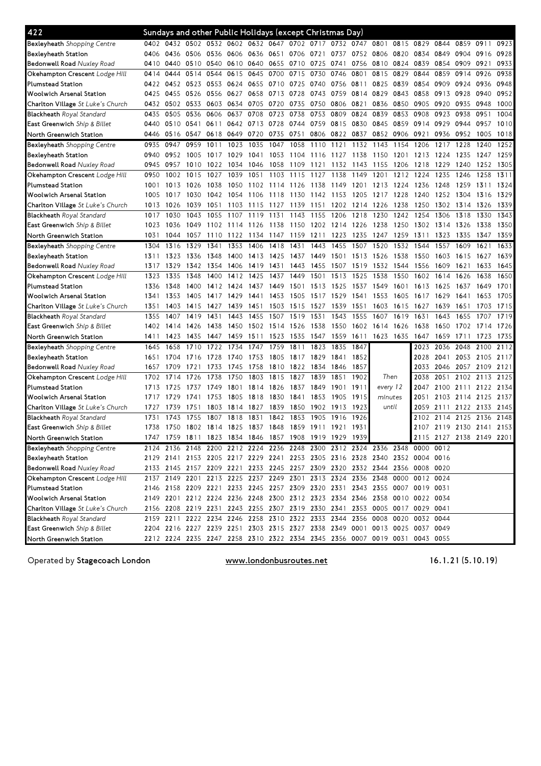## 422 Sundays and other Public Holidays (except Christmas Day)

| Stop | | | | | | | | | | | | | | | | | | |
|---|---|---|---|---|---|---|---|---|---|---|---|---|---|---|---|---|---|---|
| **Bexleyheath** *Shopping Centre* | 0402 | 0432 | 0502 | 0532 | 0602 | 0632 | 0647 | 0702 | 0717 | 0732 | 0747 | 0801 | 0815 | 0829 | 0844 | 0859 | 0911 | 0923 |
| **Bexleyheath Station** | 0406 | 0436 | 0506 | 0536 | 0606 | 0636 | 0651 | 0706 | 0721 | 0737 | 0752 | 0806 | 0820 | 0834 | 0849 | 0904 | 0916 | 0928 |
| **Bedonwell Road** *Nuxley Road* | 0410 | 0440 | 0510 | 0540 | 0610 | 0640 | 0655 | 0710 | 0725 | 0741 | 0756 | 0810 | 0824 | 0839 | 0854 | 0909 | 0921 | 0933 |
| **Okehampton Crescent** *Lodge Hill* | 0414 | 0444 | 0514 | 0544 | 0615 | 0645 | 0700 | 0715 | 0730 | 0746 | 0801 | 0815 | 0829 | 0844 | 0859 | 0914 | 0926 | 0938 |
| **Plumstead Station** | 0422 | 0452 | 0523 | 0553 | 0624 | 0655 | 0710 | 0725 | 0740 | 0756 | 0811 | 0825 | 0839 | 0854 | 0909 | 0924 | 0936 | 0948 |
| **Woolwich Arsenal Station** | 0425 | 0455 | 0526 | 0556 | 0627 | 0658 | 0713 | 0728 | 0743 | 0759 | 0814 | 0829 | 0843 | 0858 | 0913 | 0928 | 0940 | 0952 |
| **Charlton Village** *St Luke's Church* | 0432 | 0502 | 0533 | 0603 | 0634 | 0705 | 0720 | 0735 | 0750 | 0806 | 0821 | 0836 | 0850 | 0905 | 0920 | 0935 | 0948 | 1000 |
| **Blackheath** *Royal Standard* | 0435 | 0505 | 0536 | 0606 | 0637 | 0708 | 0723 | 0738 | 0753 | 0809 | 0824 | 0839 | 0853 | 0908 | 0923 | 0938 | 0951 | 1004 |
| **East Greenwich** *Ship & Billet* | 0440 | 0510 | 0541 | 0611 | 0642 | 0713 | 0728 | 0744 | 0759 | 0815 | 0830 | 0845 | 0859 | 0914 | 0929 | 0944 | 0957 | 1010 |
| **North Greenwich Station** | 0446 | 0516 | 0547 | 0618 | 0649 | 0720 | 0735 | 0751 | 0806 | 0822 | 0837 | 0852 | 0906 | 0921 | 0936 | 0952 | 1005 | 1018 |
| **Bexleyheath** *Shopping Centre* | 0935 | 0947 | 0959 | 1011 | 1023 | 1035 | 1047 | 1058 | 1110 | 1121 | 1132 | 1143 | 1154 | 1206 | 1217 | 1228 | 1240 | 1252 |
| **Bexleyheath Station** | 0940 | 0952 | 1005 | 1017 | 1029 | 1041 | 1053 | 1104 | 1116 | 1127 | 1138 | 1150 | 1201 | 1213 | 1224 | 1235 | 1247 | 1259 |
| **Bedonwell Road** *Nuxley Road* | 0945 | 0957 | 1010 | 1022 | 1034 | 1046 | 1058 | 1109 | 1121 | 1132 | 1143 | 1155 | 1206 | 1218 | 1229 | 1240 | 1252 | 1305 |
| **Okehampton Crescent** *Lodge Hill* | 0950 | 1002 | 1015 | 1027 | 1039 | 1051 | 1103 | 1115 | 1127 | 1138 | 1149 | 1201 | 1212 | 1224 | 1235 | 1246 | 1258 | 1311 |
| **Plumstead Station** | 1001 | 1013 | 1026 | 1038 | 1050 | 1102 | 1114 | 1126 | 1138 | 1149 | 1201 | 1213 | 1224 | 1236 | 1248 | 1259 | 1311 | 1324 |
| **Woolwich Arsenal Station** | 1005 | 1017 | 1030 | 1042 | 1054 | 1106 | 1118 | 1130 | 1142 | 1153 | 1205 | 1217 | 1228 | 1240 | 1252 | 1304 | 1316 | 1329 |
| **Charlton Village** *St Luke's Church* | 1013 | 1026 | 1039 | 1051 | 1103 | 1115 | 1127 | 1139 | 1151 | 1202 | 1214 | 1226 | 1238 | 1250 | 1302 | 1314 | 1326 | 1339 |
| **Blackheath** *Royal Standard* | 1017 | 1030 | 1043 | 1055 | 1107 | 1119 | 1131 | 1143 | 1155 | 1206 | 1218 | 1230 | 1242 | 1254 | 1306 | 1318 | 1330 | 1343 |
| **East Greenwich** *Ship & Billet* | 1023 | 1036 | 1049 | 1102 | 1114 | 1126 | 1138 | 1150 | 1202 | 1214 | 1226 | 1238 | 1250 | 1302 | 1314 | 1326 | 1338 | 1350 |
| **North Greenwich Station** | 1031 | 1044 | 1057 | 1110 | 1122 | 1134 | 1147 | 1159 | 1211 | 1223 | 1235 | 1247 | 1259 | 1311 | 1323 | 1335 | 1347 | 1359 |
| **Bexleyheath** *Shopping Centre* | 1304 | 1316 | 1329 | 1341 | 1353 | 1406 | 1418 | 1431 | 1443 | 1455 | 1507 | 1520 | 1532 | 1544 | 1557 | 1609 | 1621 | 1633 |
| **Bexleyheath Station** | 1311 | 1323 | 1336 | 1348 | 1400 | 1413 | 1425 | 1437 | 1449 | 1501 | 1513 | 1526 | 1538 | 1550 | 1603 | 1615 | 1627 | 1639 |
| **Bedonwell Road** *Nuxley Road* | 1317 | 1329 | 1342 | 1354 | 1406 | 1419 | 1431 | 1443 | 1455 | 1507 | 1519 | 1532 | 1544 | 1556 | 1609 | 1621 | 1633 | 1645 |
| **Okehampton Crescent** *Lodge Hill* | 1323 | 1335 | 1348 | 1400 | 1412 | 1425 | 1437 | 1449 | 1501 | 1513 | 1525 | 1538 | 1550 | 1602 | 1614 | 1626 | 1638 | 1650 |
| **Plumstead Station** | 1336 | 1348 | 1400 | 1412 | 1424 | 1437 | 1449 | 1501 | 1513 | 1525 | 1537 | 1549 | 1601 | 1613 | 1625 | 1637 | 1649 | 1701 |
| **Woolwich Arsenal Station** | 1341 | 1353 | 1405 | 1417 | 1429 | 1441 | 1453 | 1505 | 1517 | 1529 | 1541 | 1553 | 1605 | 1617 | 1629 | 1641 | 1653 | 1705 |
| **Charlton Village** *St Luke's Church* | 1351 | 1403 | 1415 | 1427 | 1439 | 1451 | 1503 | 1515 | 1527 | 1539 | 1551 | 1603 | 1615 | 1627 | 1639 | 1651 | 1703 | 1715 |
| **Blackheath** *Royal Standard* | 1355 | 1407 | 1419 | 1431 | 1443 | 1455 | 1507 | 1519 | 1531 | 1543 | 1555 | 1607 | 1619 | 1631 | 1643 | 1655 | 1707 | 1719 |
| **East Greenwich** *Ship & Billet* | 1402 | 1414 | 1426 | 1438 | 1450 | 1502 | 1514 | 1526 | 1538 | 1550 | 1602 | 1614 | 1626 | 1638 | 1650 | 1702 | 1714 | 1726 |
| **North Greenwich Station** | 1411 | 1423 | 1435 | 1447 | 1459 | 1511 | 1523 | 1535 | 1547 | 1559 | 1611 | 1623 | 1635 | 1647 | 1659 | 1711 | 1723 | 1735 |
| **Bexleyheath** *Shopping Centre* | 1645 | 1658 | 1710 | 1722 | 1734 | 1747 | 1759 | 1811 | 1823 | 1835 | 1847 | | | 2023 | 2036 | 2048 | 2100 | 2112 |
| **Bexleyheath Station** | 1651 | 1704 | 1716 | 1728 | 1740 | 1753 | 1805 | 1817 | 1829 | 1841 | 1852 | | | 2028 | 2041 | 2053 | 2105 | 2117 |
| **Bedonwell Road** *Nuxley Road* | 1657 | 1709 | 1721 | 1733 | 1745 | 1758 | 1810 | 1822 | 1834 | 1846 | 1857 | | | 2033 | 2046 | 2057 | 2109 | 2121 |
| **Okehampton Crescent** *Lodge Hill* | 1702 | 1714 | 1726 | 1738 | 1750 | 1803 | 1815 | 1827 | 1839 | 1851 | 1902 | Then | | 2038 | 2051 | 2102 | 2113 | 2125 |
| **Plumstead Station** | 1713 | 1725 | 1737 | 1749 | 1801 | 1814 | 1826 | 1837 | 1849 | 1901 | 1911 | every 12 | | 2047 | 2100 | 2111 | 2122 | 2134 |
| **Woolwich Arsenal Station** | 1717 | 1729 | 1741 | 1753 | 1805 | 1818 | 1830 | 1841 | 1853 | 1905 | 1915 | minutes | | 2051 | 2103 | 2114 | 2125 | 2137 |
| **Charlton Village** *St Luke's Church* | 1727 | 1739 | 1751 | 1803 | 1814 | 1827 | 1839 | 1850 | 1902 | 1913 | 1923 | until | | 2059 | 2111 | 2122 | 2133 | 2145 |
| **Blackheath** *Royal Standard* | 1731 | 1743 | 1755 | 1807 | 1818 | 1831 | 1842 | 1853 | 1905 | 1916 | 1926 | | | 2102 | 2114 | 2125 | 2136 | 2148 |
| **East Greenwich** *Ship & Billet* | 1738 | 1750 | 1802 | 1814 | 1825 | 1837 | 1848 | 1859 | 1911 | 1921 | 1931 | | | 2107 | 2119 | 2130 | 2141 | 2153 |
| **North Greenwich Station** | 1747 | 1759 | 1811 | 1823 | 1834 | 1846 | 1857 | 1908 | 1919 | 1929 | 1939 | | | 2115 | 2127 | 2138 | 2149 | 2201 |
| **Bexleyheath** *Shopping Centre* | 2124 | 2136 | 2148 | 2200 | 2212 | 2224 | 2236 | 2248 | 2300 | 2312 | 2324 | 2336 | 2348 | 0000 | 0012 | | | |
| **Bexleyheath Station** | 2129 | 2141 | 2153 | 2205 | 2217 | 2229 | 2241 | 2253 | 2305 | 2316 | 2328 | 2340 | 2352 | 0004 | 0016 | | | |
| **Bedonwell Road** *Nuxley Road* | 2133 | 2145 | 2157 | 2209 | 2221 | 2233 | 2245 | 2257 | 2309 | 2320 | 2332 | 2344 | 2356 | 0008 | 0020 | | | |
| **Okehampton Crescent** *Lodge Hill* | 2137 | 2149 | 2201 | 2213 | 2225 | 2237 | 2249 | 2301 | 2313 | 2324 | 2336 | 2348 | 0000 | 0012 | 0024 | | | |
| **Plumstead Station** | 2146 | 2158 | 2209 | 2221 | 2233 | 2245 | 2257 | 2309 | 2320 | 2331 | 2343 | 2355 | 0007 | 0019 | 0031 | | | |
| **Woolwich Arsenal Station** | 2149 | 2201 | 2212 | 2224 | 2236 | 2248 | 2300 | 2312 | 2323 | 2334 | 2346 | 2358 | 0010 | 0022 | 0034 | | | |
| **Charlton Village** *St Luke's Church* | 2156 | 2208 | 2219 | 2231 | 2243 | 2255 | 2307 | 2319 | 2330 | 2341 | 2353 | 0005 | 0017 | 0029 | 0041 | | | |
| **Blackheath** *Royal Standard* | 2159 | 2211 | 2222 | 2234 | 2246 | 2258 | 2310 | 2322 | 2333 | 2344 | 2356 | 0008 | 0020 | 0032 | 0044 | | | |
| **East Greenwich** *Ship & Billet* | 2204 | 2216 | 2227 | 2239 | 2251 | 2303 | 2315 | 2327 | 2338 | 2349 | 0001 | 0013 | 0025 | 0037 | 0049 | | | |
| **North Greenwich Station** | 2212 | 2224 | 2235 | 2247 | 2258 | 2310 | 2322 | 2334 | 2345 | 2356 | 0007 | 0019 | 0031 | 0043 | 0055 | | | |

Operated by **Stagecoach London** www.londonbusroutes.net 16.1.21 (5.10.19)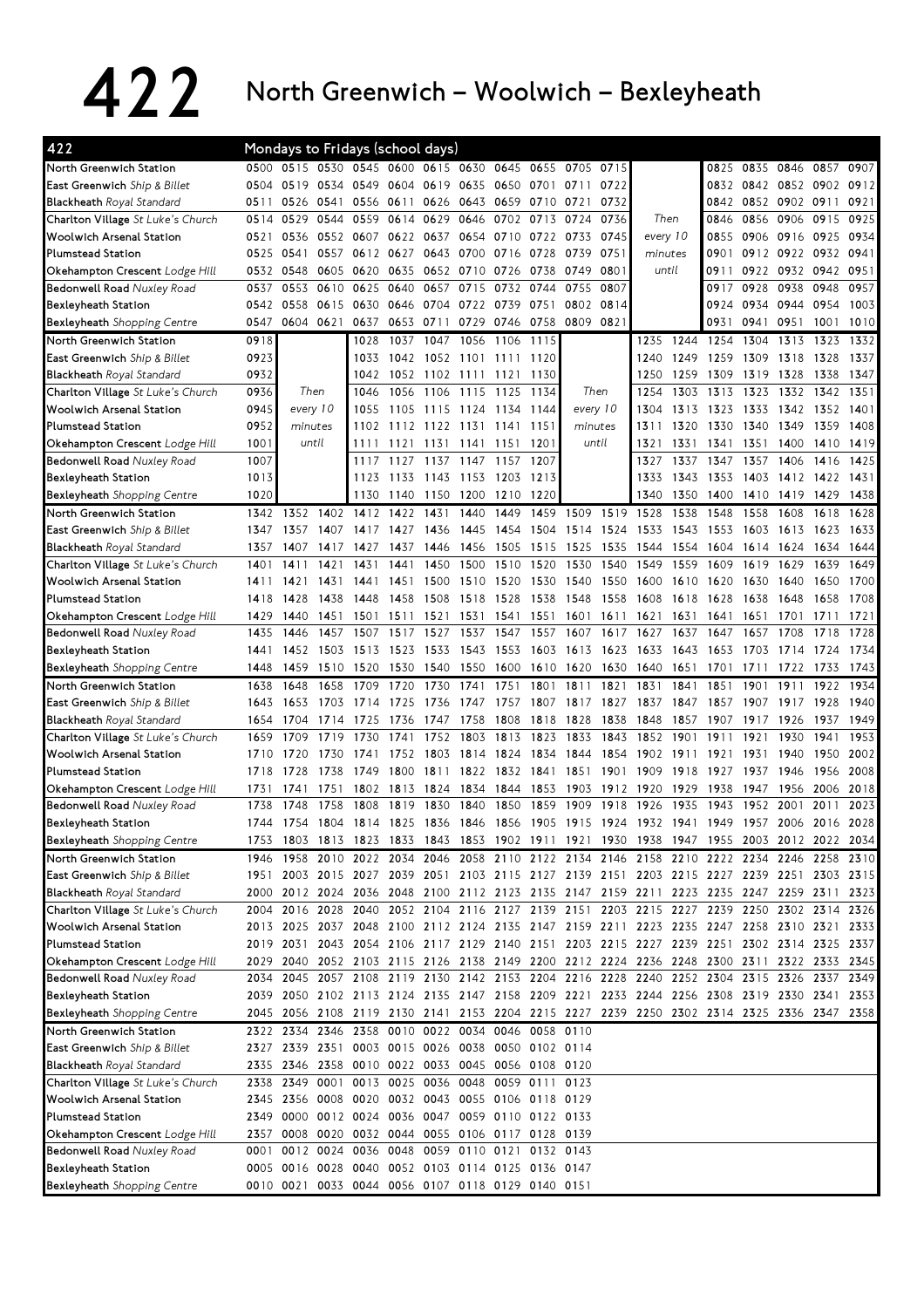# 422 North Greenwich – Woolwich – Bexleyheath

| 422 | Mondays to Fridays (school days) | | | | | | | | | | | | | | | | | |
|---|---|---|---|---|---|---|---|---|---|---|---|---|---|---|---|---|---|---|
| North Greenwich Station | 0500 | 0515 | 0530 | 0545 | 0600 | 0615 | 0630 | 0645 | 0655 | 0705 | 0715 | | | 0825 | 0835 | 0846 | 0857 | 0907 |
| East Greenwich *Ship & Billet* | 0504 | 0519 | 0534 | 0549 | 0604 | 0619 | 0635 | 0650 | 0701 | 0711 | 0722 | | | 0832 | 0842 | 0852 | 0902 | 0912 |
| Blackheath *Royal Standard* | 0511 | 0526 | 0541 | 0556 | 0611 | 0626 | 0643 | 0659 | 0710 | 0721 | 0732 | | | 0842 | 0852 | 0902 | 0911 | 0921 |
| Charlton Village *St Luke's Church* | 0514 | 0529 | 0544 | 0559 | 0614 | 0629 | 0646 | 0702 | 0713 | 0724 | 0736 | Then | | 0846 | 0856 | 0906 | 0915 | 0925 |
| Woolwich Arsenal Station | 0521 | 0536 | 0552 | 0607 | 0622 | 0637 | 0654 | 0710 | 0722 | 0733 | 0745 | every 10 | | 0855 | 0906 | 0916 | 0925 | 0934 |
| Plumstead Station | 0525 | 0541 | 0557 | 0612 | 0627 | 0643 | 0700 | 0716 | 0728 | 0739 | 0751 | minutes | | 0901 | 0912 | 0922 | 0932 | 0941 |
| Okehampton Crescent *Lodge Hill* | 0532 | 0548 | 0605 | 0620 | 0635 | 0652 | 0710 | 0726 | 0738 | 0749 | 0801 | until | | 0911 | 0922 | 0932 | 0942 | 0951 |
| Bedonwell Road *Nuxley Road* | 0537 | 0553 | 0610 | 0625 | 0640 | 0657 | 0715 | 0732 | 0744 | 0755 | 0807 | | | 0917 | 0928 | 0938 | 0948 | 0957 |
| Bexleyheath Station | 0542 | 0558 | 0615 | 0630 | 0646 | 0704 | 0722 | 0739 | 0751 | 0802 | 0814 | | | 0924 | 0934 | 0944 | 0954 | 1003 |
| Bexleyheath *Shopping Centre* | 0547 | 0604 | 0621 | 0637 | 0653 | 0711 | 0729 | 0746 | 0758 | 0809 | 0821 | | | 0931 | 0941 | 0951 | 1001 | 1010 |
| North Greenwich Station | 0918 | | | 1028 | 1037 | 1047 | 1056 | 1106 | 1115 | | | 1235 | 1244 | 1254 | 1304 | 1313 | 1323 | 1332 |
| East Greenwich *Ship & Billet* | 0923 | | | 1033 | 1042 | 1052 | 1101 | 1111 | 1120 | | | 1240 | 1249 | 1259 | 1309 | 1318 | 1328 | 1337 |
| Blackheath *Royal Standard* | 0932 | | | 1042 | 1052 | 1102 | 1111 | 1121 | 1130 | | | 1250 | 1259 | 1309 | 1319 | 1328 | 1338 | 1347 |
| Charlton Village *St Luke's Church* | 0936 | Then | | 1046 | 1056 | 1106 | 1115 | 1125 | 1134 | Then | | 1254 | 1303 | 1313 | 1323 | 1332 | 1342 | 1351 |
| Woolwich Arsenal Station | 0945 | every 10 | | 1055 | 1105 | 1115 | 1124 | 1134 | 1144 | every 10 | | 1304 | 1313 | 1323 | 1333 | 1342 | 1352 | 1401 |
| Plumstead Station | 0952 | minutes | | 1102 | 1112 | 1122 | 1131 | 1141 | 1151 | minutes | | 1311 | 1320 | 1330 | 1340 | 1349 | 1359 | 1408 |
| Okehampton Crescent *Lodge Hill* | 1001 | until | | 1111 | 1121 | 1131 | 1141 | 1151 | 1201 | until | | 1321 | 1331 | 1341 | 1351 | 1400 | 1410 | 1419 |
| Bedonwell Road *Nuxley Road* | 1007 | | | 1117 | 1127 | 1137 | 1147 | 1157 | 1207 | | | 1327 | 1337 | 1347 | 1357 | 1406 | 1416 | 1425 |
| Bexleyheath Station | 1013 | | | 1123 | 1133 | 1143 | 1153 | 1203 | 1213 | | | 1333 | 1343 | 1353 | 1403 | 1412 | 1422 | 1431 |
| Bexleyheath *Shopping Centre* | 1020 | | | 1130 | 1140 | 1150 | 1200 | 1210 | 1220 | | | 1340 | 1350 | 1400 | 1410 | 1419 | 1429 | 1438 |
| North Greenwich Station | 1342 | 1352 | 1402 | 1412 | 1422 | 1431 | 1440 | 1449 | 1459 | 1509 | 1519 | 1528 | 1538 | 1548 | 1558 | 1608 | 1618 | 1628 |
| East Greenwich *Ship & Billet* | 1347 | 1357 | 1407 | 1417 | 1427 | 1436 | 1445 | 1454 | 1504 | 1514 | 1524 | 1533 | 1543 | 1553 | 1603 | 1613 | 1623 | 1633 |
| Blackheath *Royal Standard* | 1357 | 1407 | 1417 | 1427 | 1437 | 1446 | 1456 | 1505 | 1515 | 1525 | 1535 | 1544 | 1554 | 1604 | 1614 | 1624 | 1634 | 1644 |
| Charlton Village *St Luke's Church* | 1401 | 1411 | 1421 | 1431 | 1441 | 1450 | 1500 | 1510 | 1520 | 1530 | 1540 | 1549 | 1559 | 1609 | 1619 | 1629 | 1639 | 1649 |
| Woolwich Arsenal Station | 1411 | 1421 | 1431 | 1441 | 1451 | 1500 | 1510 | 1520 | 1530 | 1540 | 1550 | 1600 | 1610 | 1620 | 1630 | 1640 | 1650 | 1700 |
| Plumstead Station | 1418 | 1428 | 1438 | 1448 | 1458 | 1508 | 1518 | 1528 | 1538 | 1548 | 1558 | 1608 | 1618 | 1628 | 1638 | 1648 | 1658 | 1708 |
| Okehampton Crescent *Lodge Hill* | 1429 | 1440 | 1451 | 1501 | 1511 | 1521 | 1531 | 1541 | 1551 | 1601 | 1611 | 1621 | 1631 | 1641 | 1651 | 1701 | 1711 | 1721 |
| Bedonwell Road *Nuxley Road* | 1435 | 1446 | 1457 | 1507 | 1517 | 1527 | 1537 | 1547 | 1557 | 1607 | 1617 | 1627 | 1637 | 1647 | 1657 | 1708 | 1718 | 1728 |
| Bexleyheath Station | 1441 | 1452 | 1503 | 1513 | 1523 | 1533 | 1543 | 1553 | 1603 | 1613 | 1623 | 1633 | 1643 | 1653 | 1703 | 1714 | 1724 | 1734 |
| Bexleyheath *Shopping Centre* | 1448 | 1459 | 1510 | 1520 | 1530 | 1540 | 1550 | 1600 | 1610 | 1620 | 1630 | 1640 | 1651 | 1701 | 1711 | 1722 | 1733 | 1743 |
| North Greenwich Station | 1638 | 1648 | 1658 | 1709 | 1720 | 1730 | 1741 | 1751 | 1801 | 1811 | 1821 | 1831 | 1841 | 1851 | 1901 | 1911 | 1922 | 1934 |
| East Greenwich *Ship & Billet* | 1643 | 1653 | 1703 | 1714 | 1725 | 1736 | 1747 | 1757 | 1807 | 1817 | 1827 | 1837 | 1847 | 1857 | 1907 | 1917 | 1928 | 1940 |
| Blackheath *Royal Standard* | 1654 | 1704 | 1714 | 1725 | 1736 | 1747 | 1758 | 1808 | 1818 | 1828 | 1838 | 1848 | 1857 | 1907 | 1917 | 1926 | 1937 | 1949 |
| Charlton Village *St Luke's Church* | 1659 | 1709 | 1719 | 1730 | 1741 | 1752 | 1803 | 1813 | 1823 | 1833 | 1843 | 1852 | 1901 | 1911 | 1921 | 1930 | 1941 | 1953 |
| Woolwich Arsenal Station | 1710 | 1720 | 1730 | 1741 | 1752 | 1803 | 1814 | 1824 | 1834 | 1844 | 1854 | 1902 | 1911 | 1921 | 1931 | 1940 | 1950 | 2002 |
| Plumstead Station | 1718 | 1728 | 1738 | 1749 | 1800 | 1811 | 1822 | 1832 | 1841 | 1851 | 1901 | 1909 | 1918 | 1927 | 1937 | 1946 | 1956 | 2008 |
| Okehampton Crescent *Lodge Hill* | 1731 | 1741 | 1751 | 1802 | 1813 | 1824 | 1834 | 1844 | 1853 | 1903 | 1912 | 1920 | 1929 | 1938 | 1947 | 1956 | 2006 | 2018 |
| Bedonwell Road *Nuxley Road* | 1738 | 1748 | 1758 | 1808 | 1819 | 1830 | 1840 | 1850 | 1859 | 1909 | 1918 | 1926 | 1935 | 1943 | 1952 | 2001 | 2011 | 2023 |
| Bexleyheath Station | 1744 | 1754 | 1804 | 1814 | 1825 | 1836 | 1846 | 1856 | 1905 | 1915 | 1924 | 1932 | 1941 | 1949 | 1957 | 2006 | 2016 | 2028 |
| Bexleyheath *Shopping Centre* | 1753 | 1803 | 1813 | 1823 | 1833 | 1843 | 1853 | 1902 | 1911 | 1921 | 1930 | 1938 | 1947 | 1955 | 2003 | 2012 | 2022 | 2034 |
| North Greenwich Station | 1946 | 1958 | 2010 | 2022 | 2034 | 2046 | 2058 | 2110 | 2122 | 2134 | 2146 | 2158 | 2210 | 2222 | 2234 | 2246 | 2258 | 2310 |
| East Greenwich *Ship & Billet* | 1951 | 2003 | 2015 | 2027 | 2039 | 2051 | 2103 | 2115 | 2127 | 2139 | 2151 | 2203 | 2215 | 2227 | 2239 | 2251 | 2303 | 2315 |
| Blackheath *Royal Standard* | 2000 | 2012 | 2024 | 2036 | 2048 | 2100 | 2112 | 2123 | 2135 | 2147 | 2159 | 2211 | 2223 | 2235 | 2247 | 2259 | 2311 | 2323 |
| Charlton Village *St Luke's Church* | 2004 | 2016 | 2028 | 2040 | 2052 | 2104 | 2116 | 2127 | 2139 | 2151 | 2203 | 2215 | 2227 | 2239 | 2250 | 2302 | 2314 | 2326 |
| Woolwich Arsenal Station | 2013 | 2025 | 2037 | 2048 | 2100 | 2112 | 2124 | 2135 | 2147 | 2159 | 2211 | 2223 | 2235 | 2247 | 2258 | 2310 | 2321 | 2333 |
| Plumstead Station | 2019 | 2031 | 2043 | 2054 | 2106 | 2117 | 2129 | 2140 | 2151 | 2203 | 2215 | 2227 | 2239 | 2251 | 2302 | 2314 | 2325 | 2337 |
| Okehampton Crescent *Lodge Hill* | 2029 | 2040 | 2052 | 2103 | 2115 | 2126 | 2138 | 2149 | 2200 | 2212 | 2224 | 2236 | 2248 | 2300 | 2311 | 2322 | 2333 | 2345 |
| Bedonwell Road *Nuxley Road* | 2034 | 2045 | 2057 | 2108 | 2119 | 2130 | 2142 | 2153 | 2204 | 2216 | 2228 | 2240 | 2252 | 2304 | 2315 | 2326 | 2337 | 2349 |
| Bexleyheath Station | 2039 | 2050 | 2102 | 2113 | 2124 | 2135 | 2147 | 2158 | 2209 | 2221 | 2233 | 2244 | 2256 | 2308 | 2319 | 2330 | 2341 | 2353 |
| Bexleyheath *Shopping Centre* | 2045 | 2056 | 2108 | 2119 | 2130 | 2141 | 2153 | 2204 | 2215 | 2227 | 2239 | 2250 | 2302 | 2314 | 2325 | 2336 | 2347 | 2358 |
| North Greenwich Station | 2322 | 2334 | 2346 | 2358 | 0010 | 0022 | 0034 | 0046 | 0058 | 0110 | | | | | | | | |
| East Greenwich *Ship & Billet* | 2327 | 2339 | 2351 | 0003 | 0015 | 0026 | 0038 | 0050 | 0102 | 0114 | | | | | | | | |
| Blackheath *Royal Standard* | 2335 | 2346 | 2358 | 0010 | 0022 | 0033 | 0045 | 0056 | 0108 | 0120 | | | | | | | | |
| Charlton Village *St Luke's Church* | 2338 | 2349 | 0001 | 0013 | 0025 | 0036 | 0048 | 0059 | 0111 | 0123 | | | | | | | | |
| Woolwich Arsenal Station | 2345 | 2356 | 0008 | 0020 | 0032 | 0043 | 0055 | 0106 | 0118 | 0129 | | | | | | | | |
| Plumstead Station | 2349 | 0000 | 0012 | 0024 | 0036 | 0047 | 0059 | 0110 | 0122 | 0133 | | | | | | | | |
| Okehampton Crescent *Lodge Hill* | 2357 | 0008 | 0020 | 0032 | 0044 | 0055 | 0106 | 0117 | 0128 | 0139 | | | | | | | | |
| Bedonwell Road *Nuxley Road* | 0001 | 0012 | 0024 | 0036 | 0048 | 0059 | 0110 | 0121 | 0132 | 0143 | | | | | | | | |
| Bexleyheath Station | 0005 | 0016 | 0028 | 0040 | 0052 | 0103 | 0114 | 0125 | 0136 | 0147 | | | | | | | | |
| Bexleyheath *Shopping Centre* | 0010 | 0021 | 0033 | 0044 | 0056 | 0107 | 0118 | 0129 | 0140 | 0151 | | | | | | | | |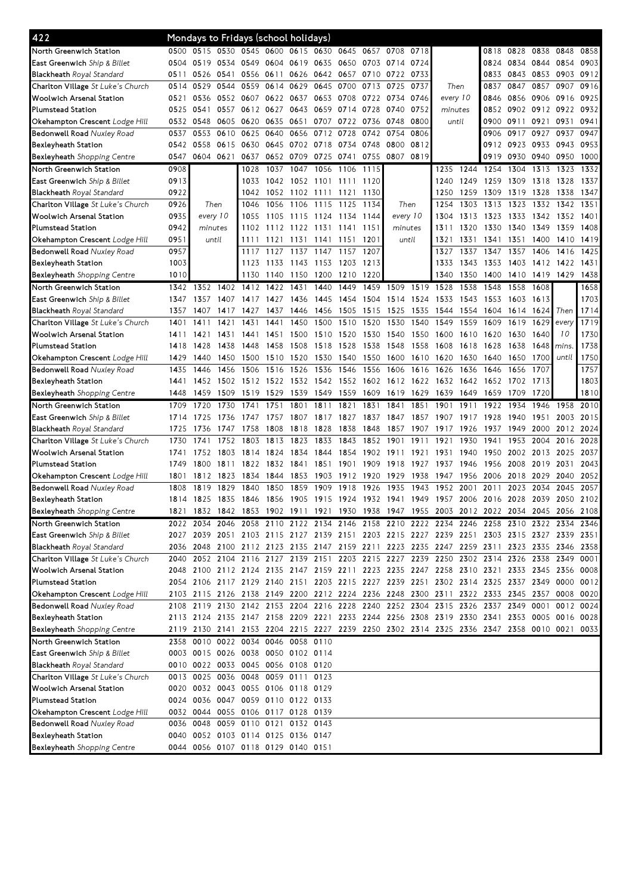## 422 Mondays to Fridays (school holidays)

| Stop | | | | | | | | | | | | | | | | | | |
|---|---|---|---|---|---|---|---|---|---|---|---|---|---|---|---|---|---|---|
| North Greenwich Station | 0500 | 0515 | 0530 | 0545 | 0600 | 0615 | 0630 | 0645 | 0657 | 0708 | 0718 | | | 0818 | 0828 | 0838 | 0848 | 0858 |
| East Greenwich *Ship & Billet* | 0504 | 0519 | 0534 | 0549 | 0604 | 0619 | 0635 | 0650 | 0703 | 0714 | 0724 | | | 0824 | 0834 | 0844 | 0854 | 0903 |
| Blackheath *Royal Standard* | 0511 | 0526 | 0541 | 0556 | 0611 | 0626 | 0642 | 0657 | 0710 | 0722 | 0733 | | | 0833 | 0843 | 0853 | 0903 | 0912 |
| Charlton Village *St Luke's Church* | 0514 | 0529 | 0544 | 0559 | 0614 | 0629 | 0645 | 0700 | 0713 | 0725 | 0737 | Then | | 0837 | 0847 | 0857 | 0907 | 0916 |
| Woolwich Arsenal Station | 0521 | 0536 | 0552 | 0607 | 0622 | 0637 | 0653 | 0708 | 0722 | 0734 | 0746 | every 10 | | 0846 | 0856 | 0906 | 0916 | 0925 |
| Plumstead Station | 0525 | 0541 | 0557 | 0612 | 0627 | 0643 | 0659 | 0714 | 0728 | 0740 | 0752 | minutes | | 0852 | 0902 | 0912 | 0922 | 0932 |
| Okehampton Crescent *Lodge Hill* | 0532 | 0548 | 0605 | 0620 | 0635 | 0651 | 0707 | 0722 | 0736 | 0748 | 0800 | until | | 0900 | 0911 | 0921 | 0931 | 0941 |
| Bedonwell Road *Nuxley Road* | 0537 | 0553 | 0610 | 0625 | 0640 | 0656 | 0712 | 0728 | 0742 | 0754 | 0806 | | | 0906 | 0917 | 0927 | 0937 | 0947 |
| Bexleyheath Station | 0542 | 0558 | 0615 | 0630 | 0645 | 0702 | 0718 | 0734 | 0748 | 0800 | 0812 | | | 0912 | 0923 | 0933 | 0943 | 0953 |
| Bexleyheath *Shopping Centre* | 0547 | 0604 | 0621 | 0637 | 0652 | 0709 | 0725 | 0741 | 0755 | 0807 | 0819 | | | 0919 | 0930 | 0940 | 0950 | 1000 |

| Stop | | | | | | | | | | | | | | | | | | |
|---|---|---|---|---|---|---|---|---|---|---|---|---|---|---|---|---|---|---|
| North Greenwich Station | 0908 | | | 1028 | 1037 | 1047 | 1056 | 1106 | 1115 | | | 1235 | 1244 | 1254 | 1304 | 1313 | 1323 | 1332 |
| East Greenwich *Ship & Billet* | 0913 | | | 1033 | 1042 | 1052 | 1101 | 1111 | 1120 | | | 1240 | 1249 | 1259 | 1309 | 1318 | 1328 | 1337 |
| Blackheath *Royal Standard* | 0922 | | | 1042 | 1052 | 1102 | 1111 | 1121 | 1130 | | | 1250 | 1259 | 1309 | 1319 | 1328 | 1338 | 1347 |
| Charlton Village *St Luke's Church* | 0926 | Then | | 1046 | 1056 | 1106 | 1115 | 1125 | 1134 | Then | | 1254 | 1303 | 1313 | 1323 | 1332 | 1342 | 1351 |
| Woolwich Arsenal Station | 0935 | every 10 | | 1055 | 1105 | 1115 | 1124 | 1134 | 1144 | every 10 | | 1304 | 1313 | 1323 | 1333 | 1342 | 1352 | 1401 |
| Plumstead Station | 0942 | minutes | | 1102 | 1112 | 1122 | 1131 | 1141 | 1151 | minutes | | 1311 | 1320 | 1330 | 1340 | 1349 | 1359 | 1408 |
| Okehampton Crescent *Lodge Hill* | 0951 | until | | 1111 | 1121 | 1131 | 1141 | 1151 | 1201 | until | | 1321 | 1331 | 1341 | 1351 | 1400 | 1410 | 1419 |
| Bedonwell Road *Nuxley Road* | 0957 | | | 1117 | 1127 | 1137 | 1147 | 1157 | 1207 | | | 1327 | 1337 | 1347 | 1357 | 1406 | 1416 | 1425 |
| Bexleyheath Station | 1003 | | | 1123 | 1133 | 1143 | 1153 | 1203 | 1213 | | | 1333 | 1343 | 1353 | 1403 | 1412 | 1422 | 1431 |
| Bexleyheath *Shopping Centre* | 1010 | | | 1130 | 1140 | 1150 | 1200 | 1210 | 1220 | | | 1340 | 1350 | 1400 | 1410 | 1419 | 1429 | 1438 |

| Stop | | | | | | | | | | | | | | | | | | |
|---|---|---|---|---|---|---|---|---|---|---|---|---|---|---|---|---|---|---|
| North Greenwich Station | 1342 | 1352 | 1402 | 1412 | 1422 | 1431 | 1440 | 1449 | 1459 | 1509 | 1519 | 1528 | 1538 | 1548 | 1558 | 1608 | | 1658 |
| East Greenwich *Ship & Billet* | 1347 | 1357 | 1407 | 1417 | 1427 | 1436 | 1445 | 1454 | 1504 | 1514 | 1524 | 1533 | 1543 | 1553 | 1603 | 1613 | | 1703 |
| Blackheath *Royal Standard* | 1357 | 1407 | 1417 | 1427 | 1437 | 1446 | 1456 | 1505 | 1515 | 1525 | 1535 | 1544 | 1554 | 1604 | 1614 | 1624 | Then | 1714 |
| Charlton Village *St Luke's Church* | 1401 | 1411 | 1421 | 1431 | 1441 | 1450 | 1500 | 1510 | 1520 | 1530 | 1540 | 1549 | 1559 | 1609 | 1619 | 1629 | every | 1719 |
| Woolwich Arsenal Station | 1411 | 1421 | 1431 | 1441 | 1451 | 1500 | 1510 | 1520 | 1530 | 1540 | 1550 | 1600 | 1610 | 1620 | 1630 | 1640 | 10 | 1730 |
| Plumstead Station | 1418 | 1428 | 1438 | 1448 | 1458 | 1508 | 1518 | 1528 | 1538 | 1548 | 1558 | 1608 | 1618 | 1628 | 1638 | 1648 | mins. | 1738 |
| Okehampton Crescent *Lodge Hill* | 1429 | 1440 | 1450 | 1500 | 1510 | 1520 | 1530 | 1540 | 1550 | 1600 | 1610 | 1620 | 1630 | 1640 | 1650 | 1700 | until | 1750 |
| Bedonwell Road *Nuxley Road* | 1435 | 1446 | 1456 | 1506 | 1516 | 1526 | 1536 | 1546 | 1556 | 1606 | 1616 | 1626 | 1636 | 1646 | 1656 | 1707 | | 1757 |
| Bexleyheath Station | 1441 | 1452 | 1502 | 1512 | 1522 | 1532 | 1542 | 1552 | 1602 | 1612 | 1622 | 1632 | 1642 | 1652 | 1702 | 1713 | | 1803 |
| Bexleyheath *Shopping Centre* | 1448 | 1459 | 1509 | 1519 | 1529 | 1539 | 1549 | 1559 | 1609 | 1619 | 1629 | 1639 | 1649 | 1659 | 1709 | 1720 | | 1810 |

| Stop | | | | | | | | | | | | | | | | | |
|---|---|---|---|---|---|---|---|---|---|---|---|---|---|---|---|---|---|
| North Greenwich Station | 1709 | 1720 | 1730 | 1741 | 1751 | 1801 | 1811 | 1821 | 1831 | 1841 | 1851 | 1901 | 1911 | 1922 | 1934 | 1946 | 1958 | 2010 |
| East Greenwich *Ship & Billet* | 1714 | 1725 | 1736 | 1747 | 1757 | 1807 | 1817 | 1827 | 1837 | 1847 | 1857 | 1907 | 1917 | 1928 | 1940 | 1951 | 2003 | 2015 |
| Blackheath *Royal Standard* | 1725 | 1736 | 1747 | 1758 | 1808 | 1818 | 1828 | 1838 | 1848 | 1857 | 1907 | 1917 | 1926 | 1937 | 1949 | 2000 | 2012 | 2024 |
| Charlton Village *St Luke's Church* | 1730 | 1741 | 1752 | 1803 | 1813 | 1823 | 1833 | 1843 | 1852 | 1901 | 1911 | 1921 | 1930 | 1941 | 1953 | 2004 | 2016 | 2028 |
| Woolwich Arsenal Station | 1741 | 1752 | 1803 | 1814 | 1824 | 1834 | 1844 | 1854 | 1902 | 1911 | 1921 | 1931 | 1940 | 1950 | 2002 | 2013 | 2025 | 2037 |
| Plumstead Station | 1749 | 1800 | 1811 | 1822 | 1832 | 1841 | 1851 | 1901 | 1909 | 1918 | 1927 | 1937 | 1946 | 1956 | 2008 | 2019 | 2031 | 2043 |
| Okehampton Crescent *Lodge Hill* | 1801 | 1812 | 1823 | 1834 | 1844 | 1853 | 1903 | 1912 | 1920 | 1929 | 1938 | 1947 | 1956 | 2006 | 2018 | 2029 | 2040 | 2052 |
| Bedonwell Road *Nuxley Road* | 1808 | 1819 | 1829 | 1840 | 1850 | 1859 | 1909 | 1918 | 1926 | 1935 | 1943 | 1952 | 2001 | 2011 | 2023 | 2034 | 2045 | 2057 |
| Bexleyheath Station | 1814 | 1825 | 1835 | 1846 | 1856 | 1905 | 1915 | 1924 | 1932 | 1941 | 1949 | 1957 | 2006 | 2016 | 2028 | 2039 | 2050 | 2102 |
| Bexleyheath *Shopping Centre* | 1821 | 1832 | 1842 | 1853 | 1902 | 1911 | 1921 | 1930 | 1938 | 1947 | 1955 | 2003 | 2012 | 2022 | 2034 | 2045 | 2056 | 2108 |

| Stop | | | | | | | | | | | | | | | | | |
|---|---|---|---|---|---|---|---|---|---|---|---|---|---|---|---|---|---|
| North Greenwich Station | 2022 | 2034 | 2046 | 2058 | 2110 | 2122 | 2134 | 2146 | 2158 | 2210 | 2222 | 2234 | 2246 | 2258 | 2310 | 2322 | 2334 | 2346 |
| East Greenwich *Ship & Billet* | 2027 | 2039 | 2051 | 2103 | 2115 | 2127 | 2139 | 2151 | 2203 | 2215 | 2227 | 2239 | 2251 | 2303 | 2315 | 2327 | 2339 | 2351 |
| Blackheath *Royal Standard* | 2036 | 2048 | 2100 | 2112 | 2123 | 2135 | 2147 | 2159 | 2211 | 2223 | 2235 | 2247 | 2259 | 2311 | 2323 | 2335 | 2346 | 2358 |
| Charlton Village *St Luke's Church* | 2040 | 2052 | 2104 | 2116 | 2127 | 2139 | 2151 | 2203 | 2215 | 2227 | 2239 | 2250 | 2302 | 2314 | 2326 | 2338 | 2349 | 0001 |
| Woolwich Arsenal Station | 2048 | 2100 | 2112 | 2124 | 2135 | 2147 | 2159 | 2211 | 2223 | 2235 | 2247 | 2258 | 2310 | 2321 | 2333 | 2345 | 2356 | 0008 |
| Plumstead Station | 2054 | 2106 | 2117 | 2129 | 2140 | 2151 | 2203 | 2215 | 2227 | 2239 | 2251 | 2302 | 2314 | 2325 | 2337 | 2349 | 0000 | 0012 |
| Okehampton Crescent *Lodge Hill* | 2103 | 2115 | 2126 | 2138 | 2149 | 2200 | 2212 | 2224 | 2236 | 2248 | 2300 | 2311 | 2322 | 2333 | 2345 | 2357 | 0008 | 0020 |
| Bedonwell Road *Nuxley Road* | 2108 | 2119 | 2130 | 2142 | 2153 | 2204 | 2216 | 2228 | 2240 | 2252 | 2304 | 2315 | 2326 | 2337 | 2349 | 0001 | 0012 | 0024 |
| Bexleyheath Station | 2113 | 2124 | 2135 | 2147 | 2158 | 2209 | 2221 | 2233 | 2244 | 2256 | 2308 | 2319 | 2330 | 2341 | 2353 | 0005 | 0016 | 0028 |
| Bexleyheath *Shopping Centre* | 2119 | 2130 | 2141 | 2153 | 2204 | 2215 | 2227 | 2239 | 2250 | 2302 | 2314 | 2325 | 2336 | 2347 | 2358 | 0010 | 0021 | 0033 |

| Stop | | | | | | | |
|---|---|---|---|---|---|---|---|
| North Greenwich Station | 2358 | 0010 | 0022 | 0034 | 0046 | 0058 | 0110 |
| East Greenwich *Ship & Billet* | 0003 | 0015 | 0026 | 0038 | 0050 | 0102 | 0114 |
| Blackheath *Royal Standard* | 0010 | 0022 | 0033 | 0045 | 0056 | 0108 | 0120 |
| Charlton Village *St Luke's Church* | 0013 | 0025 | 0036 | 0048 | 0059 | 0111 | 0123 |
| Woolwich Arsenal Station | 0020 | 0032 | 0043 | 0055 | 0106 | 0118 | 0129 |
| Plumstead Station | 0024 | 0036 | 0047 | 0059 | 0110 | 0122 | 0133 |
| Okehampton Crescent *Lodge Hill* | 0032 | 0044 | 0055 | 0106 | 0117 | 0128 | 0139 |
| Bedonwell Road *Nuxley Road* | 0036 | 0048 | 0059 | 0110 | 0121 | 0132 | 0143 |
| Bexleyheath Station | 0040 | 0052 | 0103 | 0114 | 0125 | 0136 | 0147 |
| Bexleyheath *Shopping Centre* | 0044 | 0056 | 0107 | 0118 | 0129 | 0140 | 0151 |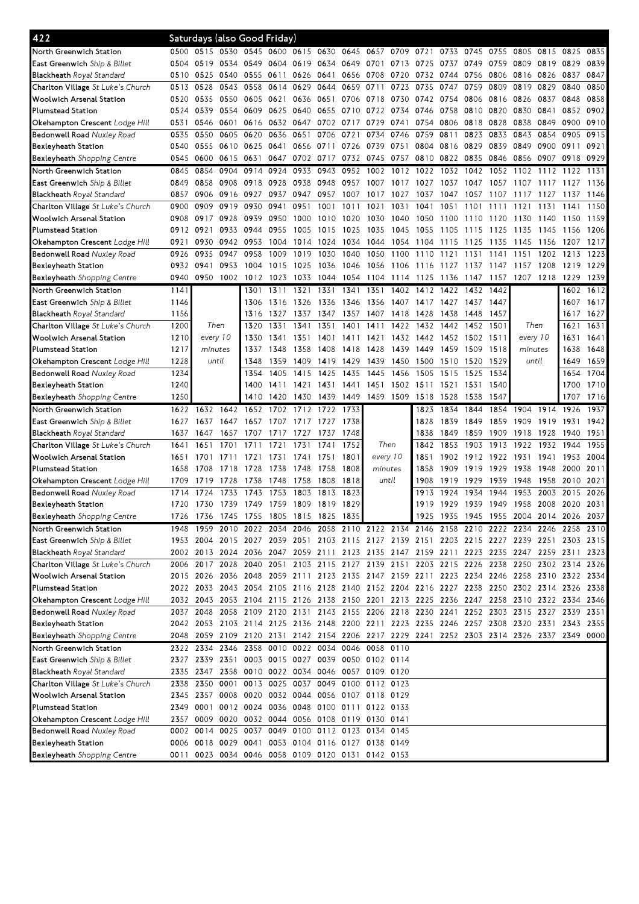## 422 Saturdays (also Good Friday)

| Stop | | | | | | | | | | | | | | | | | | |
|---|---|---|---|---|---|---|---|---|---|---|---|---|---|---|---|---|---|---|
| North Greenwich Station | 0500 | 0515 | 0530 | 0545 | 0600 | 0615 | 0630 | 0645 | 0657 | 0709 | 0721 | 0733 | 0745 | 0755 | 0805 | 0815 | 0825 | 0835 |
| East Greenwich *Ship & Billet* | 0504 | 0519 | 0534 | 0549 | 0604 | 0619 | 0634 | 0649 | 0701 | 0713 | 0725 | 0737 | 0749 | 0759 | 0809 | 0819 | 0829 | 0839 |
| Blackheath *Royal Standard* | 0510 | 0525 | 0540 | 0555 | 0611 | 0626 | 0641 | 0656 | 0708 | 0720 | 0732 | 0744 | 0756 | 0806 | 0816 | 0826 | 0837 | 0847 |
| Charlton Village *St Luke's Church* | 0513 | 0528 | 0543 | 0558 | 0614 | 0629 | 0644 | 0659 | 0711 | 0723 | 0735 | 0747 | 0759 | 0809 | 0819 | 0829 | 0840 | 0850 |
| Woolwich Arsenal Station | 0520 | 0535 | 0550 | 0605 | 0621 | 0636 | 0651 | 0706 | 0718 | 0730 | 0742 | 0754 | 0806 | 0816 | 0826 | 0837 | 0848 | 0858 |
| Plumstead Station | 0524 | 0539 | 0554 | 0609 | 0625 | 0640 | 0655 | 0710 | 0722 | 0734 | 0746 | 0758 | 0810 | 0820 | 0830 | 0841 | 0852 | 0902 |
| Okehampton Crescent *Lodge Hill* | 0531 | 0546 | 0601 | 0616 | 0632 | 0647 | 0702 | 0717 | 0729 | 0741 | 0754 | 0806 | 0818 | 0828 | 0838 | 0849 | 0900 | 0910 |
| Bedonwell Road *Nuxley Road* | 0535 | 0550 | 0605 | 0620 | 0636 | 0651 | 0706 | 0721 | 0734 | 0746 | 0759 | 0811 | 0823 | 0833 | 0843 | 0854 | 0905 | 0915 |
| Bexleyheath Station | 0540 | 0555 | 0610 | 0625 | 0641 | 0656 | 0711 | 0726 | 0739 | 0751 | 0804 | 0816 | 0829 | 0839 | 0849 | 0900 | 0911 | 0921 |
| Bexleyheath *Shopping Centre* | 0545 | 0600 | 0615 | 0631 | 0647 | 0702 | 0717 | 0732 | 0745 | 0757 | 0810 | 0822 | 0835 | 0846 | 0856 | 0907 | 0918 | 0929 |
| North Greenwich Station | 0845 | 0854 | 0904 | 0914 | 0924 | 0933 | 0943 | 0952 | 1002 | 1012 | 1022 | 1032 | 1042 | 1052 | 1102 | 1112 | 1122 | 1131 |
| East Greenwich *Ship & Billet* | 0849 | 0858 | 0908 | 0918 | 0928 | 0938 | 0948 | 0957 | 1007 | 1017 | 1027 | 1037 | 1047 | 1057 | 1107 | 1117 | 1127 | 1136 |
| Blackheath *Royal Standard* | 0857 | 0906 | 0916 | 0927 | 0937 | 0947 | 0957 | 1007 | 1017 | 1027 | 1037 | 1047 | 1057 | 1107 | 1117 | 1127 | 1137 | 1146 |
| Charlton Village *St Luke's Church* | 0900 | 0909 | 0919 | 0930 | 0941 | 0951 | 1001 | 1011 | 1021 | 1031 | 1041 | 1051 | 1101 | 1111 | 1121 | 1131 | 1141 | 1150 |
| Woolwich Arsenal Station | 0908 | 0917 | 0928 | 0939 | 0950 | 1000 | 1010 | 1020 | 1030 | 1040 | 1050 | 1100 | 1110 | 1120 | 1130 | 1140 | 1150 | 1159 |
| Plumstead Station | 0912 | 0921 | 0933 | 0944 | 0955 | 1005 | 1015 | 1025 | 1035 | 1045 | 1055 | 1105 | 1115 | 1125 | 1135 | 1145 | 1156 | 1206 |
| Okehampton Crescent *Lodge Hill* | 0921 | 0930 | 0942 | 0953 | 1004 | 1014 | 1024 | 1034 | 1044 | 1054 | 1104 | 1115 | 1125 | 1135 | 1145 | 1156 | 1207 | 1217 |
| Bedonwell Road *Nuxley Road* | 0926 | 0935 | 0947 | 0958 | 1009 | 1019 | 1030 | 1040 | 1050 | 1100 | 1110 | 1121 | 1131 | 1141 | 1151 | 1202 | 1213 | 1223 |
| Bexleyheath Station | 0932 | 0941 | 0953 | 1004 | 1015 | 1025 | 1036 | 1046 | 1056 | 1106 | 1116 | 1127 | 1137 | 1147 | 1157 | 1208 | 1219 | 1229 |
| Bexleyheath *Shopping Centre* | 0940 | 0950 | 1002 | 1012 | 1023 | 1033 | 1044 | 1054 | 1104 | 1114 | 1125 | 1136 | 1147 | 1157 | 1207 | 1218 | 1229 | 1239 |
| North Greenwich Station | 1141 | Then every 10 minutes until | | 1301 | 1311 | 1321 | 1331 | 1341 | 1351 | 1402 | 1412 | 1422 | 1432 | 1442 | Then every 10 minutes until | | 1602 | 1612 |
| East Greenwich *Ship & Billet* | 1146 | | | 1306 | 1316 | 1326 | 1336 | 1346 | 1356 | 1407 | 1417 | 1427 | 1437 | 1447 | | | 1607 | 1617 |
| Blackheath *Royal Standard* | 1156 | | | 1316 | 1327 | 1337 | 1347 | 1357 | 1407 | 1418 | 1428 | 1438 | 1448 | 1457 | | | 1617 | 1627 |
| Charlton Village *St Luke's Church* | 1200 | | | 1320 | 1331 | 1341 | 1351 | 1401 | 1411 | 1422 | 1432 | 1442 | 1452 | 1501 | | | 1621 | 1631 |
| Woolwich Arsenal Station | 1210 | | | 1330 | 1341 | 1351 | 1401 | 1411 | 1421 | 1432 | 1442 | 1452 | 1502 | 1511 | | | 1631 | 1641 |
| Plumstead Station | 1217 | | | 1337 | 1348 | 1358 | 1408 | 1418 | 1428 | 1439 | 1449 | 1459 | 1509 | 1518 | | | 1638 | 1648 |
| Okehampton Crescent *Lodge Hill* | 1228 | | | 1348 | 1359 | 1409 | 1419 | 1429 | 1439 | 1450 | 1500 | 1510 | 1520 | 1529 | | | 1649 | 1659 |
| Bedonwell Road *Nuxley Road* | 1234 | | | 1354 | 1405 | 1415 | 1425 | 1435 | 1445 | 1456 | 1505 | 1515 | 1525 | 1534 | | | 1654 | 1704 |
| Bexleyheath Station | 1240 | | | 1400 | 1411 | 1421 | 1431 | 1441 | 1451 | 1502 | 1511 | 1521 | 1531 | 1540 | | | 1700 | 1710 |
| Bexleyheath *Shopping Centre* | 1250 | | | 1410 | 1420 | 1430 | 1439 | 1449 | 1459 | 1509 | 1518 | 1528 | 1538 | 1547 | | | 1707 | 1716 |
| North Greenwich Station | 1622 | 1632 | 1642 | 1652 | 1702 | 1712 | 1722 | 1733 | Then every 10 minutes until | | 1823 | 1834 | 1844 | 1854 | 1904 | 1914 | 1926 | 1937 |
| East Greenwich *Ship & Billet* | 1627 | 1637 | 1647 | 1657 | 1707 | 1717 | 1727 | 1738 | | | 1828 | 1839 | 1849 | 1859 | 1909 | 1919 | 1931 | 1942 |
| Blackheath *Royal Standard* | 1637 | 1647 | 1657 | 1707 | 1717 | 1727 | 1737 | 1748 | | | 1838 | 1849 | 1859 | 1909 | 1918 | 1928 | 1940 | 1951 |
| Charlton Village *St Luke's Church* | 1641 | 1651 | 1701 | 1711 | 1721 | 1731 | 1741 | 1752 | | | 1842 | 1853 | 1903 | 1913 | 1922 | 1932 | 1944 | 1955 |
| Woolwich Arsenal Station | 1651 | 1701 | 1711 | 1721 | 1731 | 1741 | 1751 | 1801 | | | 1851 | 1902 | 1912 | 1922 | 1931 | 1941 | 1953 | 2004 |
| Plumstead Station | 1658 | 1708 | 1718 | 1728 | 1738 | 1748 | 1758 | 1808 | | | 1858 | 1909 | 1919 | 1929 | 1938 | 1948 | 2000 | 2011 |
| Okehampton Crescent *Lodge Hill* | 1709 | 1719 | 1728 | 1738 | 1748 | 1758 | 1808 | 1818 | | | 1908 | 1919 | 1929 | 1939 | 1948 | 1958 | 2010 | 2021 |
| Bedonwell Road *Nuxley Road* | 1714 | 1724 | 1733 | 1743 | 1753 | 1803 | 1813 | 1823 | | | 1913 | 1924 | 1934 | 1944 | 1953 | 2003 | 2015 | 2026 |
| Bexleyheath Station | 1720 | 1730 | 1739 | 1749 | 1759 | 1809 | 1819 | 1829 | | | 1919 | 1929 | 1939 | 1949 | 1958 | 2008 | 2020 | 2031 |
| Bexleyheath *Shopping Centre* | 1726 | 1736 | 1745 | 1755 | 1805 | 1815 | 1825 | 1835 | | | 1925 | 1935 | 1945 | 1955 | 2004 | 2014 | 2026 | 2037 |
| North Greenwich Station | 1948 | 1959 | 2010 | 2022 | 2034 | 2046 | 2058 | 2110 | 2122 | 2134 | 2146 | 2158 | 2210 | 2222 | 2234 | 2246 | 2258 | 2310 |
| East Greenwich *Ship & Billet* | 1953 | 2004 | 2015 | 2027 | 2039 | 2051 | 2103 | 2115 | 2127 | 2139 | 2151 | 2203 | 2215 | 2227 | 2239 | 2251 | 2303 | 2315 |
| Blackheath *Royal Standard* | 2002 | 2013 | 2024 | 2036 | 2047 | 2059 | 2111 | 2123 | 2135 | 2147 | 2159 | 2211 | 2223 | 2235 | 2247 | 2259 | 2311 | 2323 |
| Charlton Village *St Luke's Church* | 2006 | 2017 | 2028 | 2040 | 2051 | 2103 | 2115 | 2127 | 2139 | 2151 | 2203 | 2215 | 2226 | 2238 | 2250 | 2302 | 2314 | 2326 |
| Woolwich Arsenal Station | 2015 | 2026 | 2036 | 2048 | 2059 | 2111 | 2123 | 2135 | 2147 | 2159 | 2211 | 2223 | 2234 | 2246 | 2258 | 2310 | 2322 | 2334 |
| Plumstead Station | 2022 | 2033 | 2043 | 2054 | 2105 | 2116 | 2128 | 2140 | 2152 | 2204 | 2216 | 2227 | 2238 | 2250 | 2302 | 2314 | 2326 | 2338 |
| Okehampton Crescent *Lodge Hill* | 2032 | 2043 | 2053 | 2104 | 2115 | 2126 | 2138 | 2150 | 2201 | 2213 | 2225 | 2236 | 2247 | 2258 | 2310 | 2322 | 2334 | 2346 |
| Bedonwell Road *Nuxley Road* | 2037 | 2048 | 2058 | 2109 | 2120 | 2131 | 2143 | 2155 | 2206 | 2218 | 2230 | 2241 | 2252 | 2303 | 2315 | 2327 | 2339 | 2351 |
| Bexleyheath Station | 2042 | 2053 | 2103 | 2114 | 2125 | 2136 | 2148 | 2200 | 2211 | 2223 | 2235 | 2246 | 2257 | 2308 | 2320 | 2331 | 2343 | 2355 |
| Bexleyheath *Shopping Centre* | 2048 | 2059 | 2109 | 2120 | 2131 | 2142 | 2154 | 2206 | 2217 | 2229 | 2241 | 2252 | 2303 | 2314 | 2326 | 2337 | 2349 | 0000 |
| North Greenwich Station | 2322 | 2334 | 2346 | 2358 | 0010 | 0022 | 0034 | 0046 | 0058 | 0110 | | | | | | | | |
| East Greenwich *Ship & Billet* | 2327 | 2339 | 2351 | 0003 | 0015 | 0027 | 0039 | 0050 | 0102 | 0114 | | | | | | | | |
| Blackheath *Royal Standard* | 2335 | 2347 | 2358 | 0010 | 0022 | 0034 | 0046 | 0057 | 0109 | 0120 | | | | | | | | |
| Charlton Village *St Luke's Church* | 2338 | 2350 | 0001 | 0013 | 0025 | 0037 | 0049 | 0100 | 0112 | 0123 | | | | | | | | |
| Woolwich Arsenal Station | 2345 | 2357 | 0008 | 0020 | 0032 | 0044 | 0056 | 0107 | 0118 | 0129 | | | | | | | | |
| Plumstead Station | 2349 | 0001 | 0012 | 0024 | 0036 | 0048 | 0100 | 0111 | 0122 | 0133 | | | | | | | | |
| Okehampton Crescent *Lodge Hill* | 2357 | 0009 | 0020 | 0032 | 0044 | 0056 | 0108 | 0119 | 0130 | 0141 | | | | | | | | |
| Bedonwell Road *Nuxley Road* | 0002 | 0014 | 0025 | 0037 | 0049 | 0100 | 0112 | 0123 | 0134 | 0145 | | | | | | | | |
| Bexleyheath Station | 0006 | 0018 | 0029 | 0041 | 0053 | 0104 | 0116 | 0127 | 0138 | 0149 | | | | | | | | |
| Bexleyheath *Shopping Centre* | 0011 | 0023 | 0034 | 0046 | 0058 | 0109 | 0120 | 0131 | 0142 | 0153 | | | | | | | | |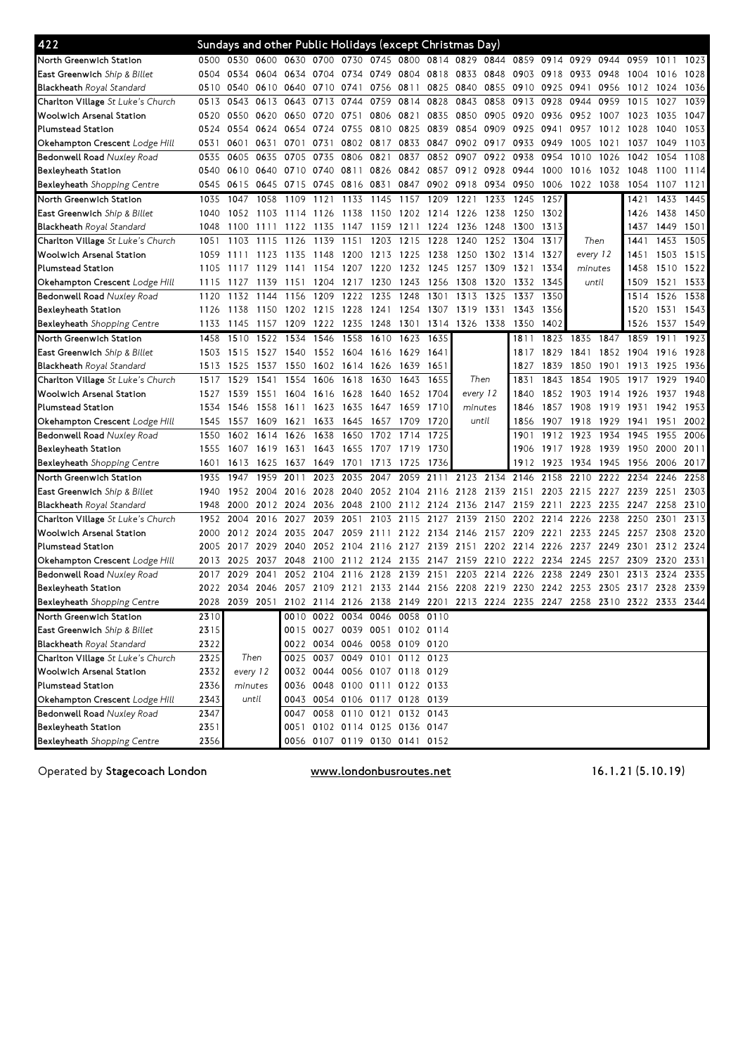## 422 Sundays and other Public Holidays (except Christmas Day)

| | | | | | | | | | | | | | | | | | | |
|---|---|---|---|---|---|---|---|---|---|---|---|---|---|---|---|---|---|---|
| **North Greenwich** Station | 0500 | 0530 | 0600 | 0630 | 0700 | 0730 | 0745 | 0800 | 0814 | 0829 | 0844 | 0859 | 0914 | 0929 | 0944 | 0959 | 1011 | 1023 |
| **East Greenwich** *Ship & Billet* | 0504 | 0534 | 0604 | 0634 | 0704 | 0734 | 0749 | 0804 | 0818 | 0833 | 0848 | 0903 | 0918 | 0933 | 0948 | 1004 | 1016 | 1028 |
| **Blackheath** *Royal Standard* | 0510 | 0540 | 0610 | 0640 | 0710 | 0741 | 0756 | 0811 | 0825 | 0840 | 0855 | 0910 | 0925 | 0941 | 0956 | 1012 | 1024 | 1036 |
| **Charlton Village** *St Luke's Church* | 0513 | 0543 | 0613 | 0643 | 0713 | 0744 | 0759 | 0814 | 0828 | 0843 | 0858 | 0913 | 0928 | 0944 | 0959 | 1015 | 1027 | 1039 |
| **Woolwich Arsenal** Station | 0520 | 0550 | 0620 | 0650 | 0720 | 0751 | 0806 | 0821 | 0835 | 0850 | 0905 | 0920 | 0936 | 0952 | 1007 | 1023 | 1035 | 1047 |
| **Plumstead** Station | 0524 | 0554 | 0624 | 0654 | 0724 | 0755 | 0810 | 0825 | 0839 | 0854 | 0909 | 0925 | 0941 | 0957 | 1012 | 1028 | 1040 | 1053 |
| **Okehampton Crescent** *Lodge Hill* | 0531 | 0601 | 0631 | 0701 | 0731 | 0802 | 0817 | 0833 | 0847 | 0902 | 0917 | 0933 | 0949 | 1005 | 1021 | 1037 | 1049 | 1103 |
| **Bedonwell Road** *Nuxley Road* | 0535 | 0605 | 0635 | 0705 | 0735 | 0806 | 0821 | 0837 | 0852 | 0907 | 0922 | 0938 | 0954 | 1010 | 1026 | 1042 | 1054 | 1108 |
| **Bexleyheath** Station | 0540 | 0610 | 0640 | 0710 | 0740 | 0811 | 0826 | 0842 | 0857 | 0912 | 0928 | 0944 | 1000 | 1016 | 1032 | 1048 | 1100 | 1114 |
| **Bexleyheath** *Shopping Centre* | 0545 | 0615 | 0645 | 0715 | 0745 | 0816 | 0831 | 0847 | 0902 | 0918 | 0934 | 0950 | 1006 | 1022 | 1038 | 1054 | 1107 | 1121 |

| | | | | | | | | | | | | | | | | | | |
|---|---|---|---|---|---|---|---|---|---|---|---|---|---|---|---|---|---|---|
| **North Greenwich** Station | 1035 | 1047 | 1058 | 1109 | 1121 | 1133 | 1145 | 1157 | 1209 | 1221 | 1233 | 1245 | 1257 | Then every 12 minutes until | | 1421 | 1433 | 1445 |
| **East Greenwich** *Ship & Billet* | 1040 | 1052 | 1103 | 1114 | 1126 | 1138 | 1150 | 1202 | 1214 | 1226 | 1238 | 1250 | 1302 | | | 1426 | 1438 | 1450 |
| **Blackheath** *Royal Standard* | 1048 | 1100 | 1111 | 1122 | 1135 | 1147 | 1159 | 1211 | 1224 | 1236 | 1248 | 1300 | 1313 | | | 1437 | 1449 | 1501 |
| **Charlton Village** *St Luke's Church* | 1051 | 1103 | 1115 | 1126 | 1139 | 1151 | 1203 | 1215 | 1228 | 1240 | 1252 | 1304 | 1317 | | | 1441 | 1453 | 1505 |
| **Woolwich Arsenal** Station | 1059 | 1111 | 1123 | 1135 | 1148 | 1200 | 1213 | 1225 | 1238 | 1250 | 1302 | 1314 | 1327 | | | 1451 | 1503 | 1515 |
| **Plumstead** Station | 1105 | 1117 | 1129 | 1141 | 1154 | 1207 | 1220 | 1232 | 1245 | 1257 | 1309 | 1321 | 1334 | | | 1458 | 1510 | 1522 |
| **Okehampton Crescent** *Lodge Hill* | 1115 | 1127 | 1139 | 1151 | 1204 | 1217 | 1230 | 1243 | 1256 | 1308 | 1320 | 1332 | 1345 | | | 1509 | 1521 | 1533 |
| **Bedonwell Road** *Nuxley Road* | 1120 | 1132 | 1144 | 1156 | 1209 | 1222 | 1235 | 1248 | 1301 | 1313 | 1325 | 1337 | 1350 | | | 1514 | 1526 | 1538 |
| **Bexleyheath** Station | 1126 | 1138 | 1150 | 1202 | 1215 | 1228 | 1241 | 1254 | 1307 | 1319 | 1331 | 1343 | 1356 | | | 1520 | 1531 | 1543 |
| **Bexleyheath** *Shopping Centre* | 1133 | 1145 | 1157 | 1209 | 1222 | 1235 | 1248 | 1301 | 1314 | 1326 | 1338 | 1350 | 1402 | | | 1526 | 1537 | 1549 |

| | | | | | | | | | | | | | | | | | | |
|---|---|---|---|---|---|---|---|---|---|---|---|---|---|---|---|---|---|---|
| **North Greenwich** Station | 1458 | 1510 | 1522 | 1534 | 1546 | 1558 | 1610 | 1623 | 1635 | Then every 12 minutes until | | 1811 | 1823 | 1835 | 1847 | 1859 | 1911 | 1923 |
| **East Greenwich** *Ship & Billet* | 1503 | 1515 | 1527 | 1540 | 1552 | 1604 | 1616 | 1629 | 1641 | | | 1817 | 1829 | 1841 | 1852 | 1904 | 1916 | 1928 |
| **Blackheath** *Royal Standard* | 1513 | 1525 | 1537 | 1550 | 1602 | 1614 | 1626 | 1639 | 1651 | | | 1827 | 1839 | 1850 | 1901 | 1913 | 1925 | 1936 |
| **Charlton Village** *St Luke's Church* | 1517 | 1529 | 1541 | 1554 | 1606 | 1618 | 1630 | 1643 | 1655 | | | 1831 | 1843 | 1854 | 1905 | 1917 | 1929 | 1940 |
| **Woolwich Arsenal** Station | 1527 | 1539 | 1551 | 1604 | 1616 | 1628 | 1640 | 1652 | 1704 | | | 1840 | 1852 | 1903 | 1914 | 1926 | 1937 | 1948 |
| **Plumstead** Station | 1534 | 1546 | 1558 | 1611 | 1623 | 1635 | 1647 | 1659 | 1710 | | | 1846 | 1857 | 1908 | 1919 | 1931 | 1942 | 1953 |
| **Okehampton Crescent** *Lodge Hill* | 1545 | 1557 | 1609 | 1621 | 1633 | 1645 | 1657 | 1709 | 1720 | | | 1856 | 1907 | 1918 | 1929 | 1941 | 1951 | 2002 |
| **Bedonwell Road** *Nuxley Road* | 1550 | 1602 | 1614 | 1626 | 1638 | 1650 | 1702 | 1714 | 1725 | | | 1901 | 1912 | 1923 | 1934 | 1945 | 1955 | 2006 |
| **Bexleyheath** Station | 1555 | 1607 | 1619 | 1631 | 1643 | 1655 | 1707 | 1719 | 1730 | | | 1906 | 1917 | 1928 | 1939 | 1950 | 2000 | 2011 |
| **Bexleyheath** *Shopping Centre* | 1601 | 1613 | 1625 | 1637 | 1649 | 1701 | 1713 | 1725 | 1736 | | | 1912 | 1923 | 1934 | 1945 | 1956 | 2006 | 2017 |

| | | | | | | | | | | | | | | | | | | |
|---|---|---|---|---|---|---|---|---|---|---|---|---|---|---|---|---|---|---|
| **North Greenwich** Station | 1935 | 1947 | 1959 | 2011 | 2023 | 2035 | 2047 | 2059 | 2111 | 2123 | 2134 | 2146 | 2158 | 2210 | 2222 | 2234 | 2246 | 2258 |
| **East Greenwich** *Ship & Billet* | 1940 | 1952 | 2004 | 2016 | 2028 | 2040 | 2052 | 2104 | 2116 | 2128 | 2139 | 2151 | 2203 | 2215 | 2227 | 2239 | 2251 | 2303 |
| **Blackheath** *Royal Standard* | 1948 | 2000 | 2012 | 2024 | 2036 | 2048 | 2100 | 2112 | 2124 | 2136 | 2147 | 2159 | 2211 | 2223 | 2235 | 2247 | 2258 | 2310 |
| **Charlton Village** *St Luke's Church* | 1952 | 2004 | 2016 | 2027 | 2039 | 2051 | 2103 | 2115 | 2127 | 2139 | 2150 | 2202 | 2214 | 2226 | 2238 | 2250 | 2301 | 2313 |
| **Woolwich Arsenal** Station | 2000 | 2012 | 2024 | 2035 | 2047 | 2059 | 2111 | 2122 | 2134 | 2146 | 2157 | 2209 | 2221 | 2233 | 2245 | 2257 | 2308 | 2320 |
| **Plumstead** Station | 2005 | 2017 | 2029 | 2040 | 2052 | 2104 | 2116 | 2127 | 2139 | 2151 | 2202 | 2214 | 2226 | 2237 | 2249 | 2301 | 2312 | 2324 |
| **Okehampton Crescent** *Lodge Hill* | 2013 | 2025 | 2037 | 2048 | 2100 | 2112 | 2124 | 2135 | 2147 | 2159 | 2210 | 2222 | 2234 | 2245 | 2257 | 2309 | 2320 | 2331 |
| **Bedonwell Road** *Nuxley Road* | 2017 | 2029 | 2041 | 2052 | 2104 | 2116 | 2128 | 2139 | 2151 | 2203 | 2214 | 2226 | 2238 | 2249 | 2301 | 2313 | 2324 | 2335 |
| **Bexleyheath** Station | 2022 | 2034 | 2046 | 2057 | 2109 | 2121 | 2133 | 2144 | 2156 | 2208 | 2219 | 2230 | 2242 | 2253 | 2305 | 2317 | 2328 | 2339 |
| **Bexleyheath** *Shopping Centre* | 2028 | 2039 | 2051 | 2102 | 2114 | 2126 | 2138 | 2149 | 2201 | 2213 | 2224 | 2235 | 2247 | 2258 | 2310 | 2322 | 2333 | 2344 |

| | | | | | | | | | |
|---|---|---|---|---|---|---|---|---|---|
| **North Greenwich** Station | 2310 | Then every 12 minutes until | | 0010 | 0022 | 0034 | 0046 | 0058 | 0110 |
| **East Greenwich** *Ship & Billet* | 2315 | | | 0015 | 0027 | 0039 | 0051 | 0102 | 0114 |
| **Blackheath** *Royal Standard* | 2322 | | | 0022 | 0034 | 0046 | 0058 | 0109 | 0120 |
| **Charlton Village** *St Luke's Church* | 2325 | | | 0025 | 0037 | 0049 | 0101 | 0112 | 0123 |
| **Woolwich Arsenal** Station | 2332 | | | 0032 | 0044 | 0056 | 0107 | 0118 | 0129 |
| **Plumstead** Station | 2336 | | | 0036 | 0048 | 0100 | 0111 | 0122 | 0133 |
| **Okehampton Crescent** *Lodge Hill* | 2343 | | | 0043 | 0054 | 0106 | 0117 | 0128 | 0139 |
| **Bedonwell Road** *Nuxley Road* | 2347 | | | 0047 | 0058 | 0110 | 0121 | 0132 | 0143 |
| **Bexleyheath** Station | 2351 | | | 0051 | 0102 | 0114 | 0125 | 0136 | 0147 |
| **Bexleyheath** *Shopping Centre* | 2356 | | | 0056 | 0107 | 0119 | 0130 | 0141 | 0152 |

Operated by **Stagecoach London** www.londonbusroutes.net 16.1.21 (5.10.19)